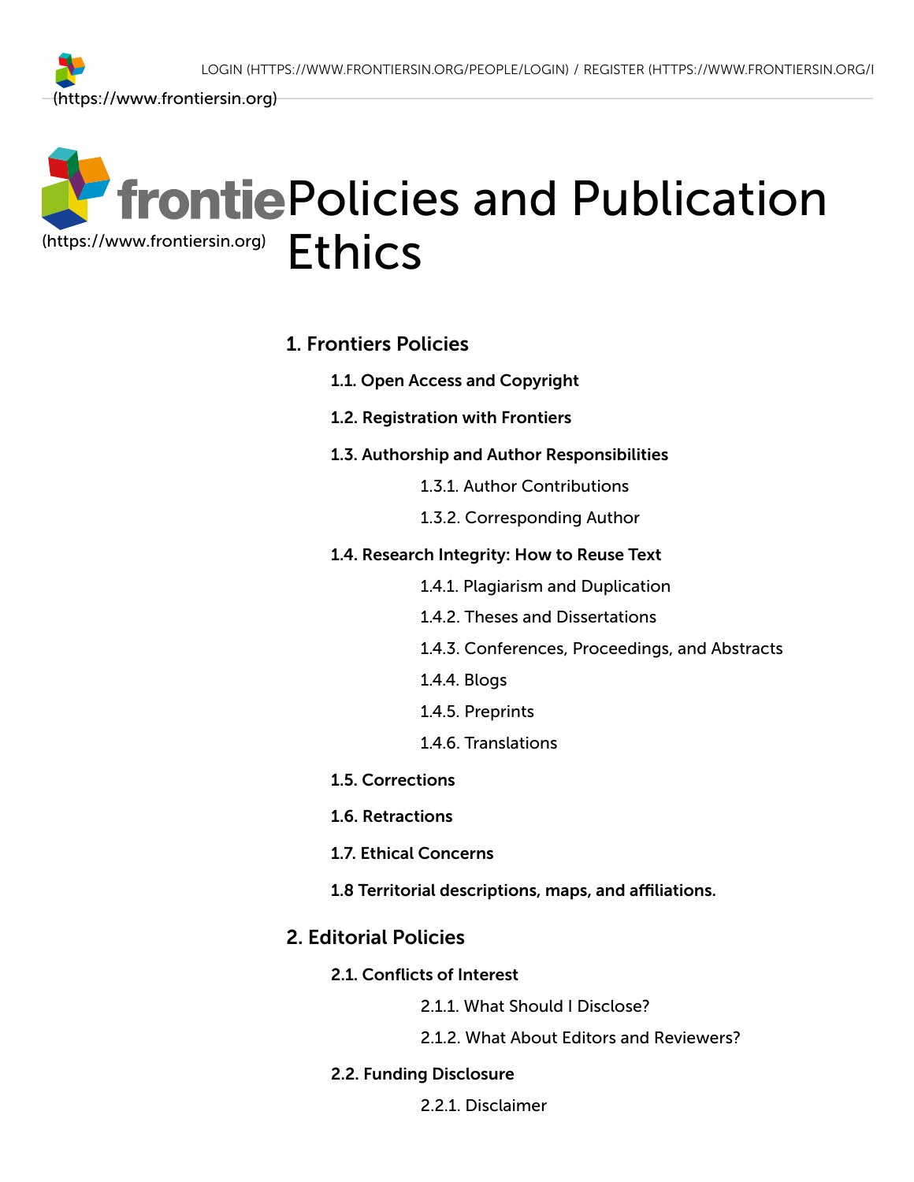# Policies and Publication Ethics

## 1. Frontiers Policies

### 1.1. Open Access and Copyright

### 1.2. Registration with Frontiers

### 1.3. Authorship and Author Responsibilities

- 1.3.1. Author Contributions
- 1.3.2. Corresponding Author

### 1.4. Research Integrity: How to Reuse Text

- 1.4.1. Plagiarism and Duplication
- 1.4.2. Theses and Dissertations
- 1.4.3. Conferences, Proceedings, and Abstracts
- 1.4.4. Blogs
- 1.4.5. Preprints
- 1.4.6. Translations

### 1.5. Corrections

### 1.6. Retractions

### 1.7. Ethical Concerns

### 1.8 Territorial descriptions, maps, and affiliations.

## 2. Editorial Policies

### 2.1. Conflicts of Interest

- 2.1.1. What Should I Disclose?
- 2.1.2. What About Editors and Reviewers?

### 2.2. Funding Disclosure

- 2.2.1. Disclaimer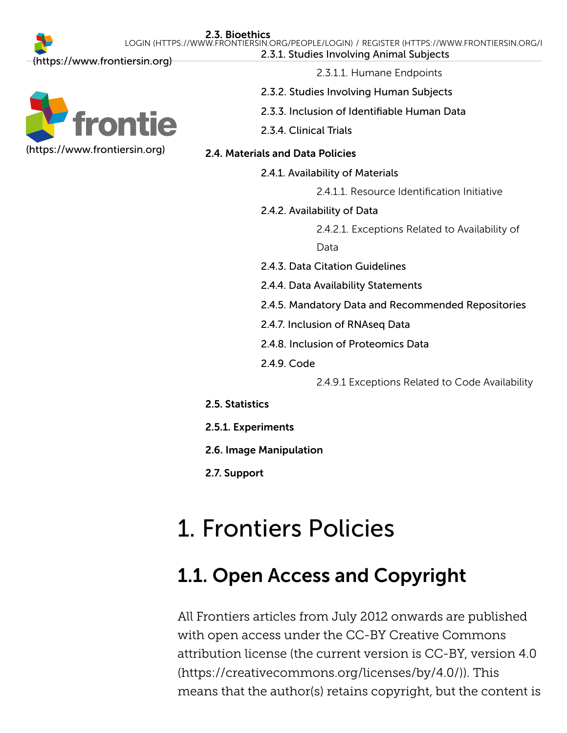2.3. Bioethics

2.3.1. Studies Involving Animal Subjects

2.3.1.1. Humane Endpoints

2.3.2. Studies Involving Human Subjects

2.3.3. Inclusion of Identifiable Human Data

2.3.4. Clinical Trials

2.4. Materials and Data Policies

2.4.1. Availability of Materials

2.4.1.1. Resource Identification Initiative

2.4.2. Availability of Data

2.4.2.1. Exceptions Related to Availability of Data

2.4.3. Data Citation Guidelines

2.4.4. Data Availability Statements

2.4.5. Mandatory Data and Recommended Repositories

2.4.7. Inclusion of RNAseq Data

2.4.8. Inclusion of Proteomics Data

2.4.9. Code

2.4.9.1 Exceptions Related to Code Availability

2.5. Statistics

2.5.1. Experiments

2.6. Image Manipulation

2.7. Support

# 1. Frontiers Policies

## 1.1. Open Access and Copyright

All Frontiers articles from July 2012 onwards are published with open access under the CC-BY Creative Commons attribution license (the current version is CC-BY, version 4.0 (https://creativecommons.org/licenses/by/4.0/)). This means that the author(s) retains copyright, but the content is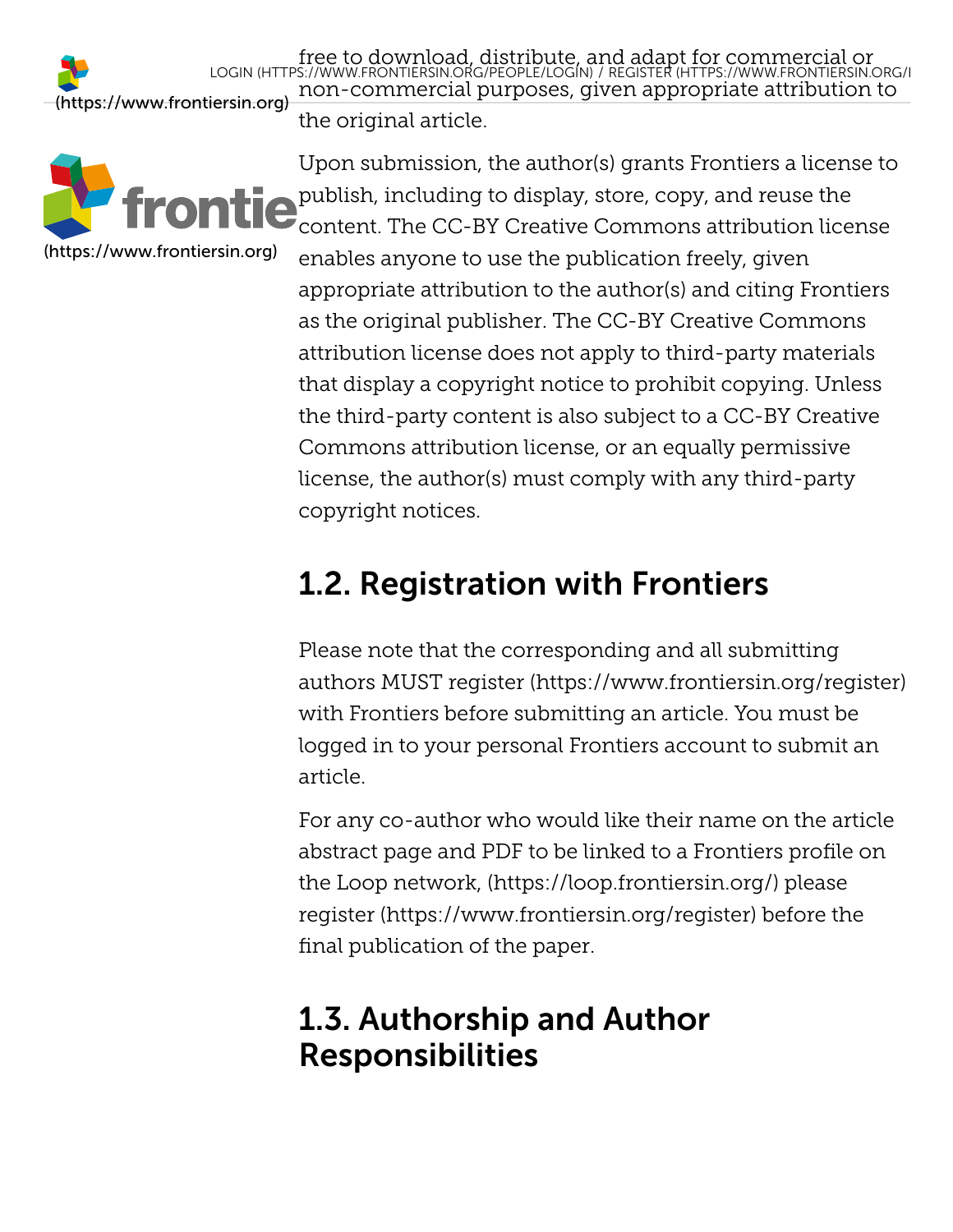free to download, distribute, and adapt for commercial or non-commercial purposes, given appropriate attribution to the original article.

Upon submission, the author(s) grants Frontiers a license to publish, including to display, store, copy, and reuse the content. The CC-BY Creative Commons attribution license enables anyone to use the publication freely, given appropriate attribution to the author(s) and citing Frontiers as the original publisher. The CC-BY Creative Commons attribution license does not apply to third-party materials that display a copyright notice to prohibit copying. Unless the third-party content is also subject to a CC-BY Creative Commons attribution license, or an equally permissive license, the author(s) must comply with any third-party copyright notices.

## 1.2. Registration with Frontiers

Please note that the corresponding and all submitting authors MUST register (https://www.frontiersin.org/register) with Frontiers before submitting an article. You must be logged in to your personal Frontiers account to submit an article.

For any co-author who would like their name on the article abstract page and PDF to be linked to a Frontiers profile on the Loop network, (https://loop.frontiersin.org/) please register (https://www.frontiersin.org/register) before the final publication of the paper.

## 1.3. Authorship and Author Responsibilities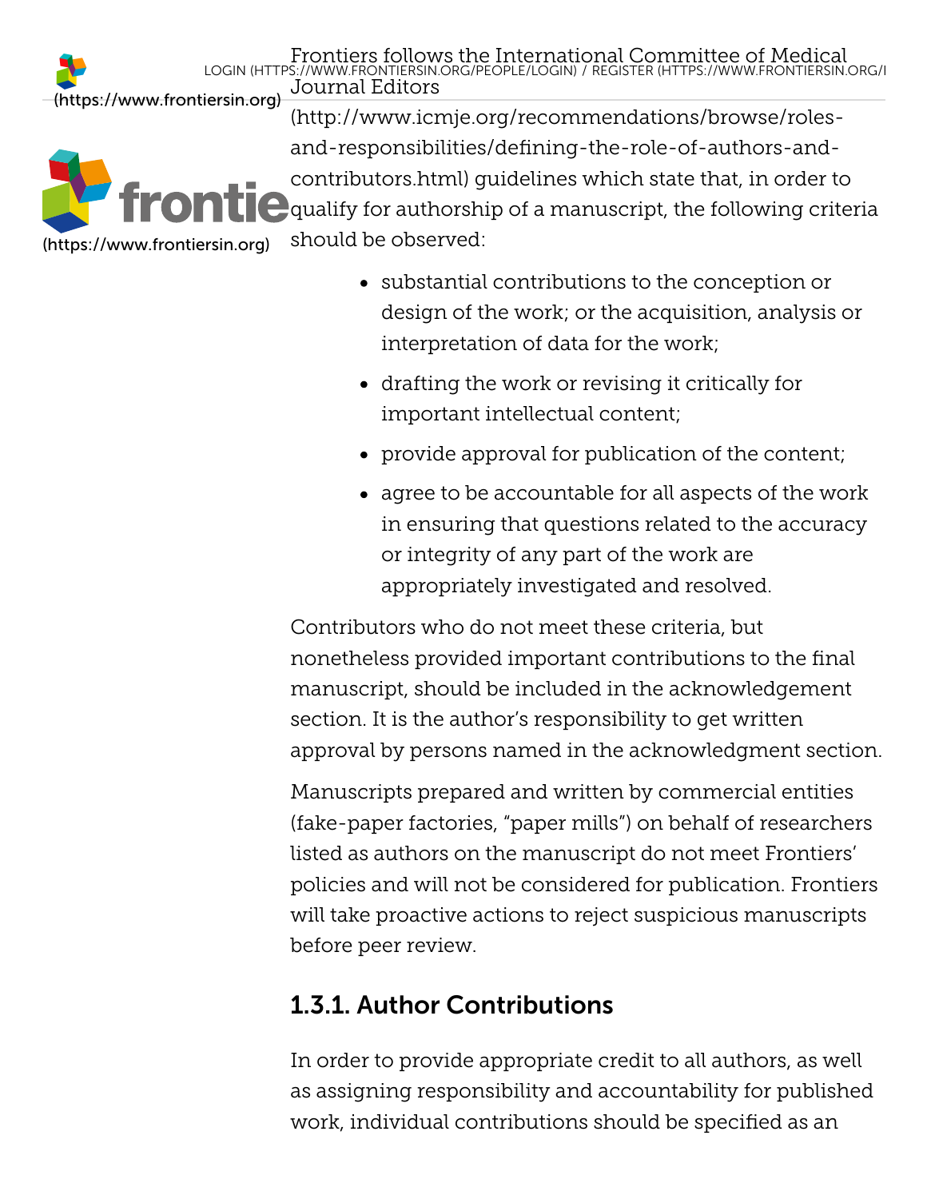Frontiers follows the International Committee of Medical Journal Editors (http://www.icmje.org/recommendations/browse/roles-and-responsibilities/defining-the-role-of-authors-and-contributors.html) guidelines which state that, in order to qualify for authorship of a manuscript, the following criteria should be observed:

- substantial contributions to the conception or design of the work; or the acquisition, analysis or interpretation of data for the work;
- drafting the work or revising it critically for important intellectual content;
- provide approval for publication of the content;
- agree to be accountable for all aspects of the work in ensuring that questions related to the accuracy or integrity of any part of the work are appropriately investigated and resolved.

Contributors who do not meet these criteria, but nonetheless provided important contributions to the final manuscript, should be included in the acknowledgement section. It is the author's responsibility to get written approval by persons named in the acknowledgment section.

Manuscripts prepared and written by commercial entities (fake-paper factories, "paper mills") on behalf of researchers listed as authors on the manuscript do not meet Frontiers' policies and will not be considered for publication. Frontiers will take proactive actions to reject suspicious manuscripts before peer review.

### 1.3.1. Author Contributions

In order to provide appropriate credit to all authors, as well as assigning responsibility and accountability for published work, individual contributions should be specified as an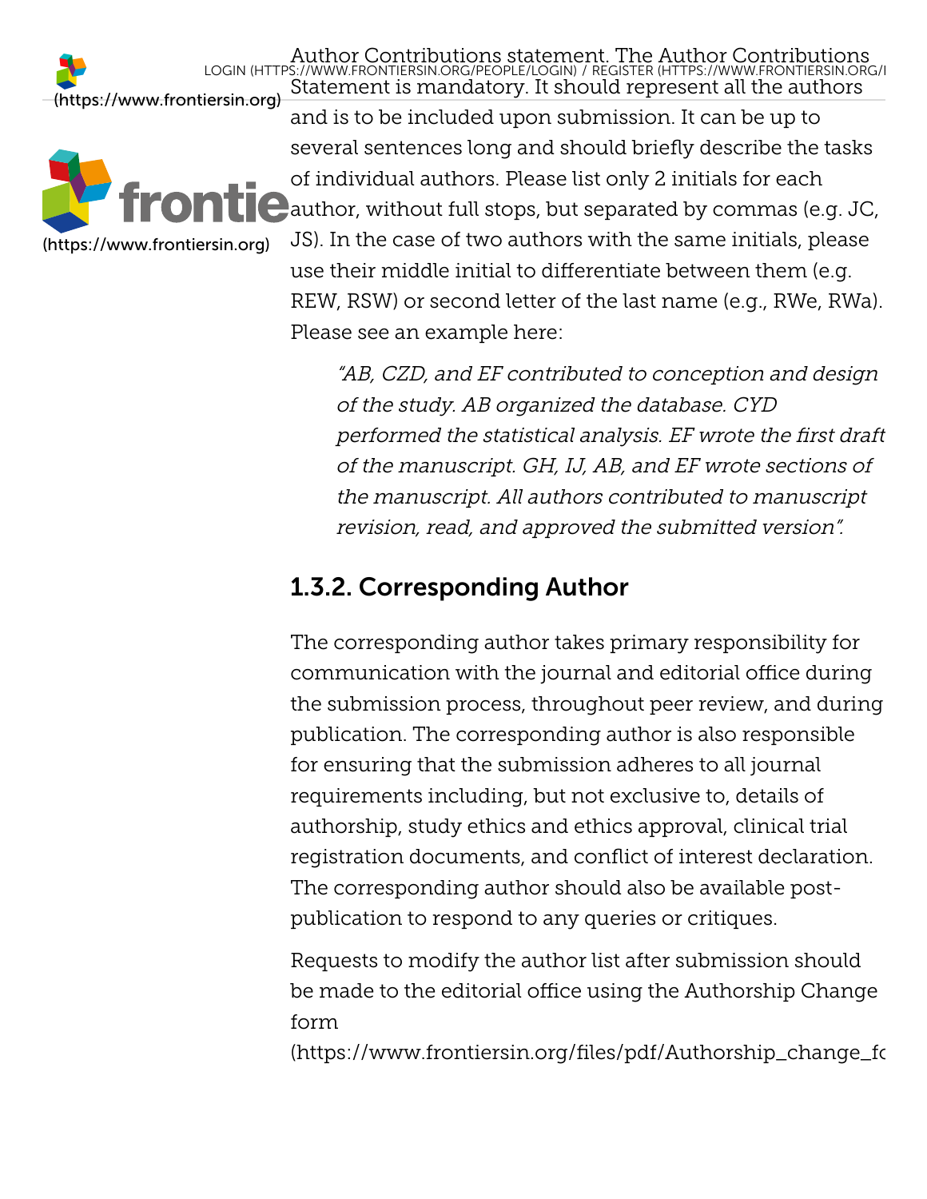Author Contributions statement. The Author Contributions Statement is mandatory. It should represent all the authors and is to be included upon submission. It can be up to several sentences long and should briefly describe the tasks of individual authors. Please list only 2 initials for each author, without full stops, but separated by commas (e.g. JC, JS). In the case of two authors with the same initials, please use their middle initial to differentiate between them (e.g. REW, RSW) or second letter of the last name (e.g., RWe, RWa). Please see an example here:

> *"AB, CZD, and EF contributed to conception and design of the study. AB organized the database. CYD performed the statistical analysis. EF wrote the first draft of the manuscript. GH, IJ, AB, and EF wrote sections of the manuscript. All authors contributed to manuscript revision, read, and approved the submitted version".*

## 1.3.2. Corresponding Author

The corresponding author takes primary responsibility for communication with the journal and editorial office during the submission process, throughout peer review, and during publication. The corresponding author is also responsible for ensuring that the submission adheres to all journal requirements including, but not exclusive to, details of authorship, study ethics and ethics approval, clinical trial registration documents, and conflict of interest declaration. The corresponding author should also be available post-publication to respond to any queries or critiques.

Requests to modify the author list after submission should be made to the editorial office using the Authorship Change form (https://www.frontiersin.org/files/pdf/Authorship_change_fc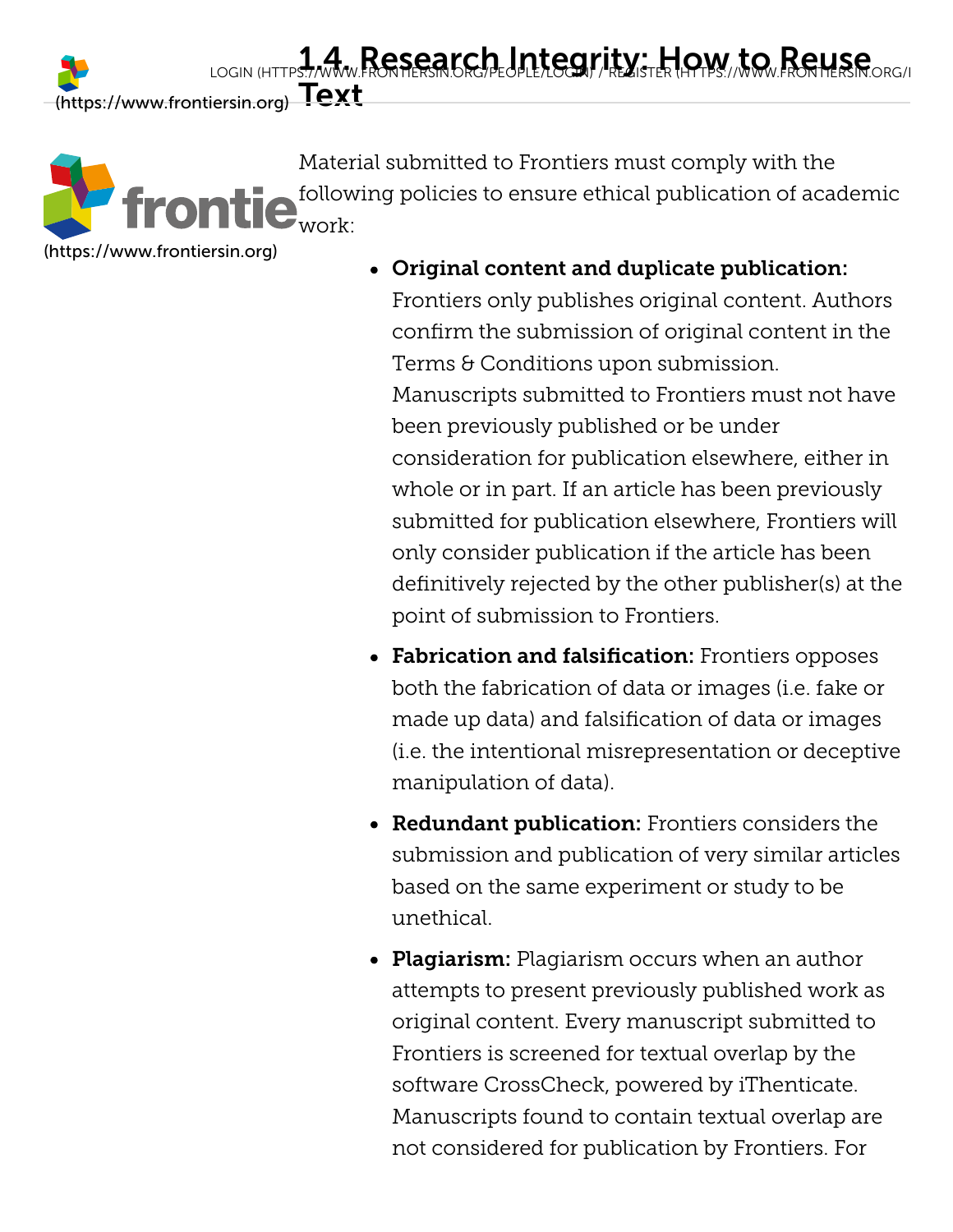## 1.4. Research Integrity: How to Reuse Text

Material submitted to Frontiers must comply with the following policies to ensure ethical publication of academic work:

- **Original content and duplicate publication:** Frontiers only publishes original content. Authors confirm the submission of original content in the Terms & Conditions upon submission. Manuscripts submitted to Frontiers must not have been previously published or be under consideration for publication elsewhere, either in whole or in part. If an article has been previously submitted for publication elsewhere, Frontiers will only consider publication if the article has been definitively rejected by the other publisher(s) at the point of submission to Frontiers.
- **Fabrication and falsification:** Frontiers opposes both the fabrication of data or images (i.e. fake or made up data) and falsification of data or images (i.e. the intentional misrepresentation or deceptive manipulation of data).
- **Redundant publication:** Frontiers considers the submission and publication of very similar articles based on the same experiment or study to be unethical.
- **Plagiarism:** Plagiarism occurs when an author attempts to present previously published work as original content. Every manuscript submitted to Frontiers is screened for textual overlap by the software CrossCheck, powered by iThenticate. Manuscripts found to contain textual overlap are not considered for publication by Frontiers. For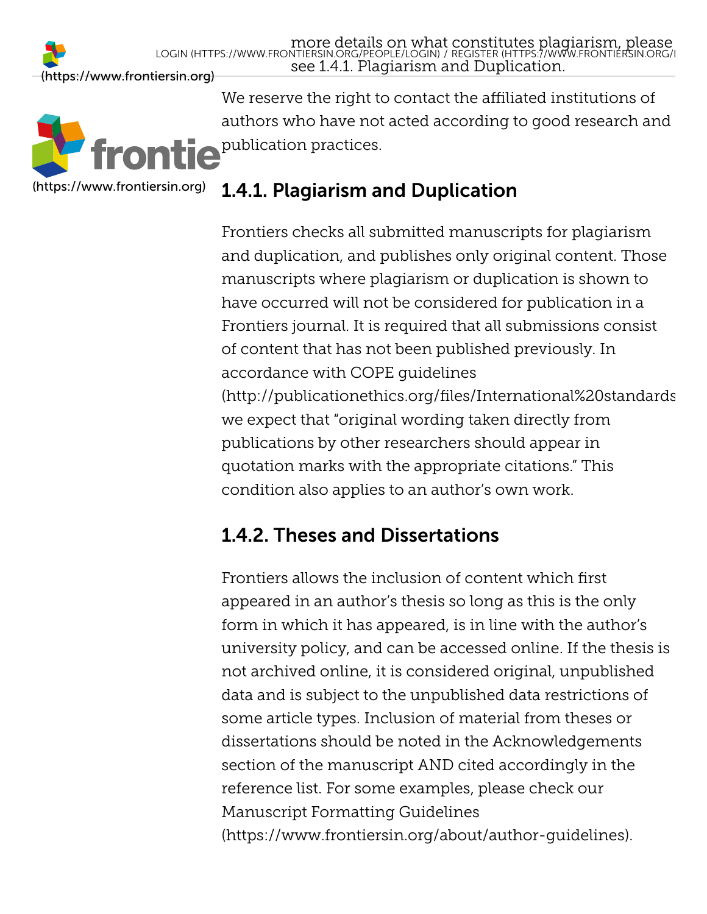more details on what constitutes plagiarism, please see 1.4.1. Plagiarism and Duplication.

We reserve the right to contact the affiliated institutions of authors who have not acted according to good research and publication practices.

## 1.4.1. Plagiarism and Duplication

Frontiers checks all submitted manuscripts for plagiarism and duplication, and publishes only original content. Those manuscripts where plagiarism or duplication is shown to have occurred will not be considered for publication in a Frontiers journal. It is required that all submissions consist of content that has not been published previously. In accordance with COPE guidelines (http://publicationethics.org/files/International%20standards we expect that "original wording taken directly from publications by other researchers should appear in quotation marks with the appropriate citations." This condition also applies to an author's own work.

## 1.4.2. Theses and Dissertations

Frontiers allows the inclusion of content which first appeared in an author's thesis so long as this is the only form in which it has appeared, is in line with the author's university policy, and can be accessed online. If the thesis is not archived online, it is considered original, unpublished data and is subject to the unpublished data restrictions of some article types. Inclusion of material from theses or dissertations should be noted in the Acknowledgements section of the manuscript AND cited accordingly in the reference list. For some examples, please check our Manuscript Formatting Guidelines (https://www.frontiersin.org/about/author-guidelines).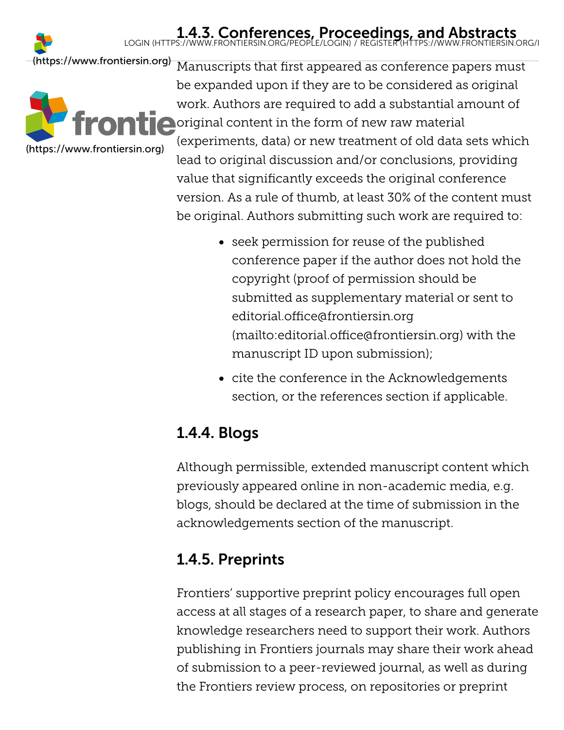### 1.4.3. Conferences, Proceedings, and Abstracts

Manuscripts that first appeared as conference papers must be expanded upon if they are to be considered as original work. Authors are required to add a substantial amount of original content in the form of new raw material (experiments, data) or new treatment of old data sets which lead to original discussion and/or conclusions, providing value that significantly exceeds the original conference version. As a rule of thumb, at least 30% of the content must be original. Authors submitting such work are required to:

- seek permission for reuse of the published conference paper if the author does not hold the copyright (proof of permission should be submitted as supplementary material or sent to editorial.office@frontiersin.org (mailto:editorial.office@frontiersin.org) with the manuscript ID upon submission);
- cite the conference in the Acknowledgements section, or the references section if applicable.

### 1.4.4. Blogs

Although permissible, extended manuscript content which previously appeared online in non-academic media, e.g. blogs, should be declared at the time of submission in the acknowledgements section of the manuscript.

### 1.4.5. Preprints

Frontiers' supportive preprint policy encourages full open access at all stages of a research paper, to share and generate knowledge researchers need to support their work. Authors publishing in Frontiers journals may share their work ahead of submission to a peer-reviewed journal, as well as during the Frontiers review process, on repositories or preprint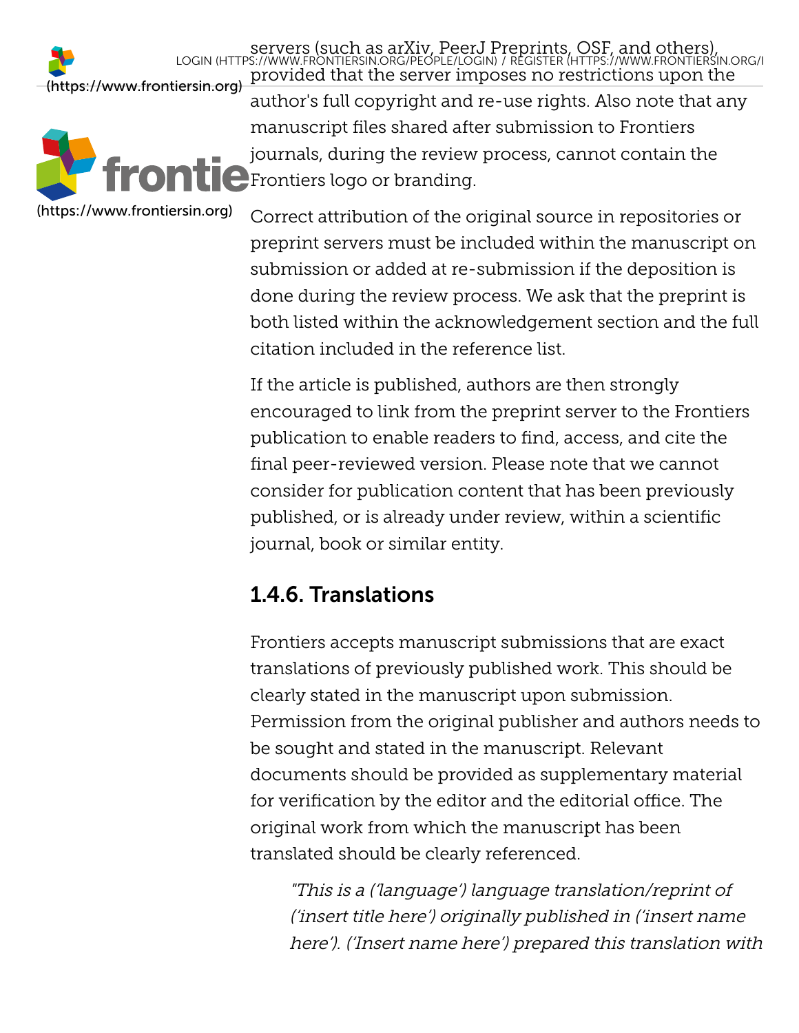servers (such as arXiv, PeerJ Preprints, OSF, and others), provided that the server imposes no restrictions upon the author's full copyright and re-use rights. Also note that any manuscript files shared after submission to Frontiers journals, during the review process, cannot contain the Frontiers logo or branding.

Correct attribution of the original source in repositories or preprint servers must be included within the manuscript on submission or added at re-submission if the deposition is done during the review process. We ask that the preprint is both listed within the acknowledgement section and the full citation included in the reference list.

If the article is published, authors are then strongly encouraged to link from the preprint server to the Frontiers publication to enable readers to find, access, and cite the final peer-reviewed version. Please note that we cannot consider for publication content that has been previously published, or is already under review, within a scientific journal, book or similar entity.

### 1.4.6. Translations

Frontiers accepts manuscript submissions that are exact translations of previously published work. This should be clearly stated in the manuscript upon submission. Permission from the original publisher and authors needs to be sought and stated in the manuscript. Relevant documents should be provided as supplementary material for verification by the editor and the editorial office. The original work from which the manuscript has been translated should be clearly referenced.

> *"This is a ('language') language translation/reprint of ('insert title here') originally published in ('insert name here'). ('Insert name here') prepared this translation with*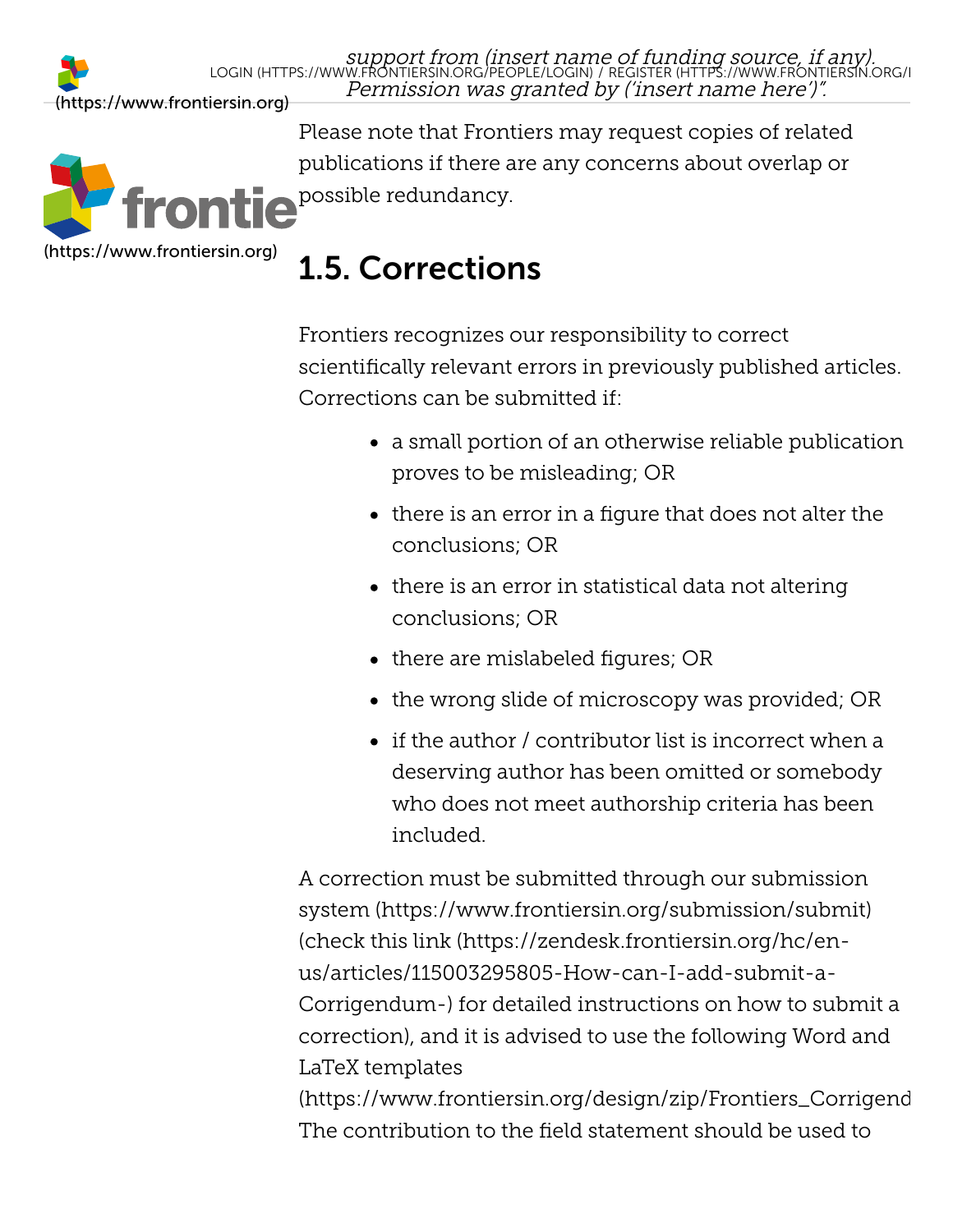*support from (insert name of funding source, if any). Permission was granted by ('insert name here')".*

Please note that Frontiers may request copies of related publications if there are any concerns about overlap or possible redundancy.

## 1.5. Corrections

Frontiers recognizes our responsibility to correct scientifically relevant errors in previously published articles. Corrections can be submitted if:

- a small portion of an otherwise reliable publication proves to be misleading; OR
- there is an error in a figure that does not alter the conclusions; OR
- there is an error in statistical data not altering conclusions; OR
- there are mislabeled figures; OR
- the wrong slide of microscopy was provided; OR
- if the author / contributor list is incorrect when a deserving author has been omitted or somebody who does not meet authorship criteria has been included.

A correction must be submitted through our submission system (https://www.frontiersin.org/submission/submit) (check this link (https://zendesk.frontiersin.org/hc/en-us/articles/115003295805-How-can-I-add-submit-a-Corrigendum-) for detailed instructions on how to submit a correction), and it is advised to use the following Word and LaTeX templates (https://www.frontiersin.org/design/zip/Frontiers_Corrigend
The contribution to the field statement should be used to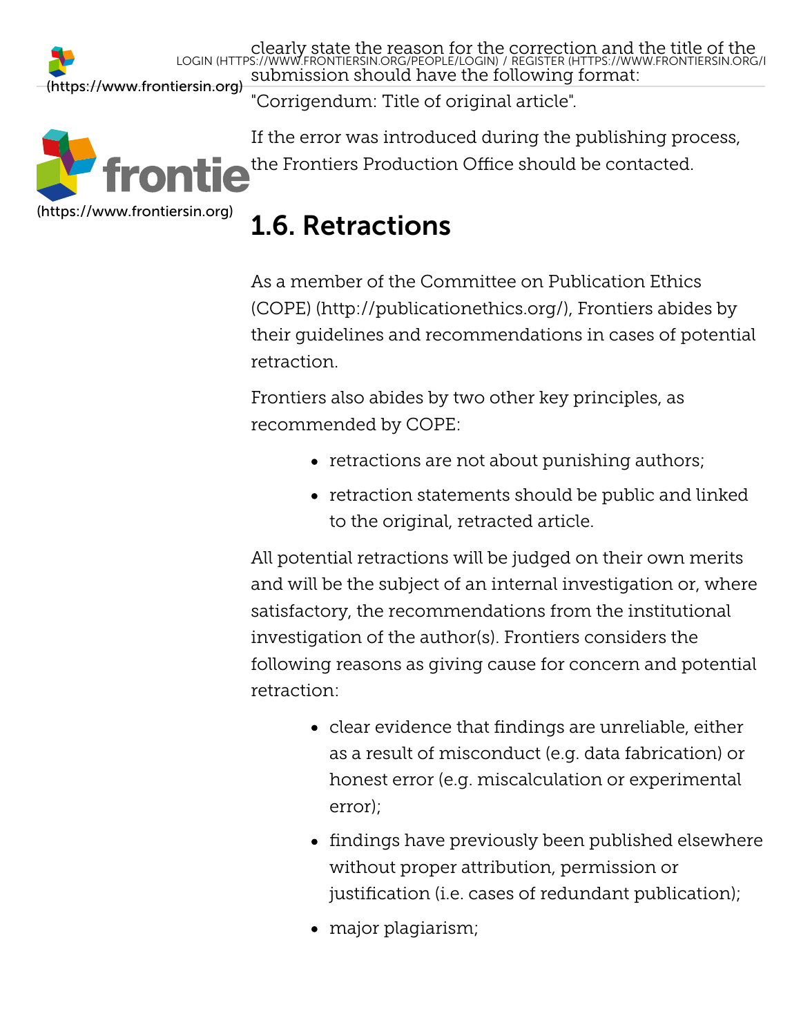clearly state the reason for the correction and the title of the submission should have the following format: "Corrigendum: Title of original article".

If the error was introduced during the publishing process, the Frontiers Production Office should be contacted.

## 1.6. Retractions

As a member of the Committee on Publication Ethics (COPE) (http://publicationethics.org/), Frontiers abides by their guidelines and recommendations in cases of potential retraction.

Frontiers also abides by two other key principles, as recommended by COPE:

- retractions are not about punishing authors;
- retraction statements should be public and linked to the original, retracted article.

All potential retractions will be judged on their own merits and will be the subject of an internal investigation or, where satisfactory, the recommendations from the institutional investigation of the author(s). Frontiers considers the following reasons as giving cause for concern and potential retraction:

- clear evidence that findings are unreliable, either as a result of misconduct (e.g. data fabrication) or honest error (e.g. miscalculation or experimental error);
- findings have previously been published elsewhere without proper attribution, permission or justification (i.e. cases of redundant publication);
- major plagiarism;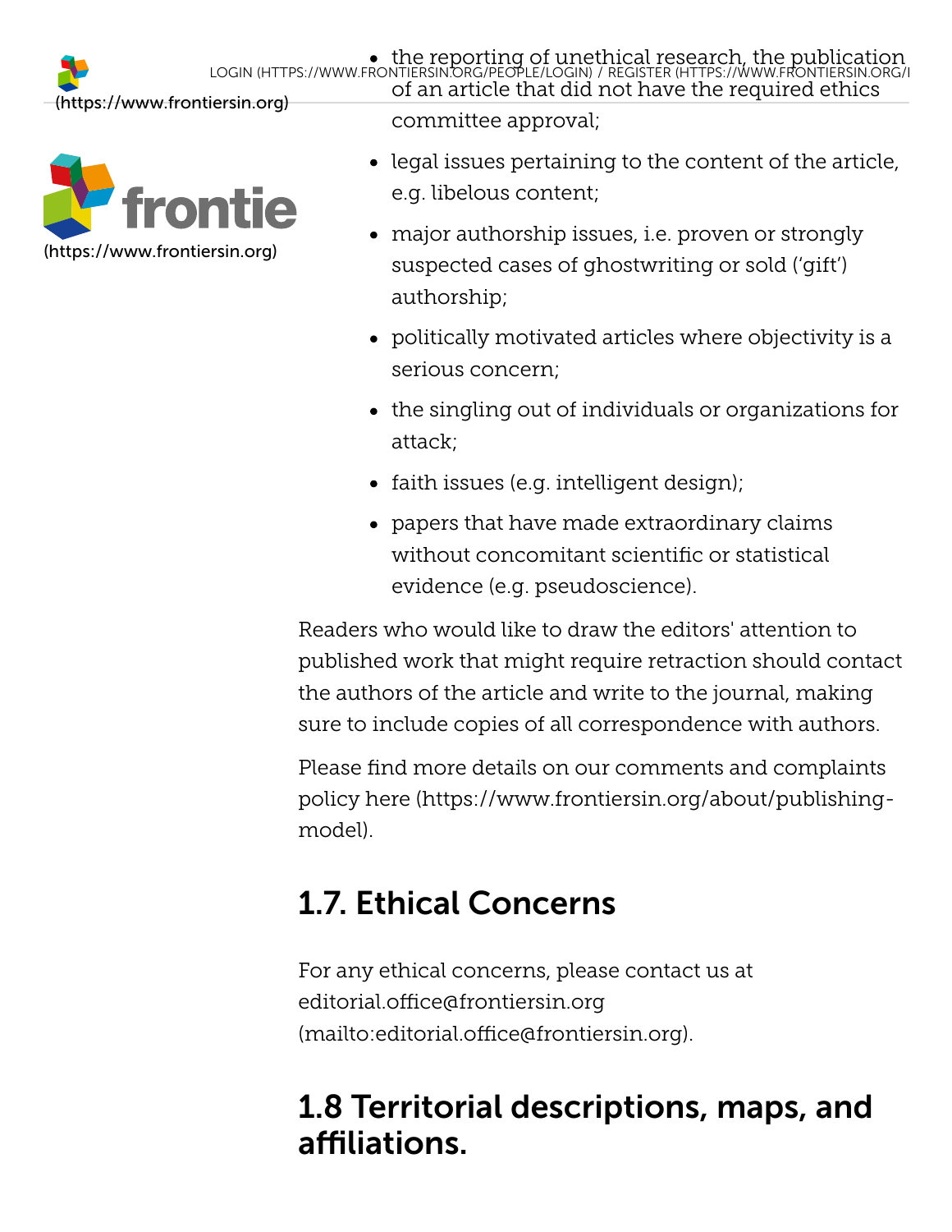- the reporting of unethical research, the publication of an article that did not have the required ethics committee approval;
- legal issues pertaining to the content of the article, e.g. libelous content;
- major authorship issues, i.e. proven or strongly suspected cases of ghostwriting or sold ('gift') authorship;
- politically motivated articles where objectivity is a serious concern;
- the singling out of individuals or organizations for attack;
- faith issues (e.g. intelligent design);
- papers that have made extraordinary claims without concomitant scientific or statistical evidence (e.g. pseudoscience).

Readers who would like to draw the editors' attention to published work that might require retraction should contact the authors of the article and write to the journal, making sure to include copies of all correspondence with authors.

Please find more details on our comments and complaints policy here (https://www.frontiersin.org/about/publishing-model).

## 1.7. Ethical Concerns

For any ethical concerns, please contact us at editorial.office@frontiersin.org (mailto:editorial.office@frontiersin.org).

## 1.8 Territorial descriptions, maps, and affiliations.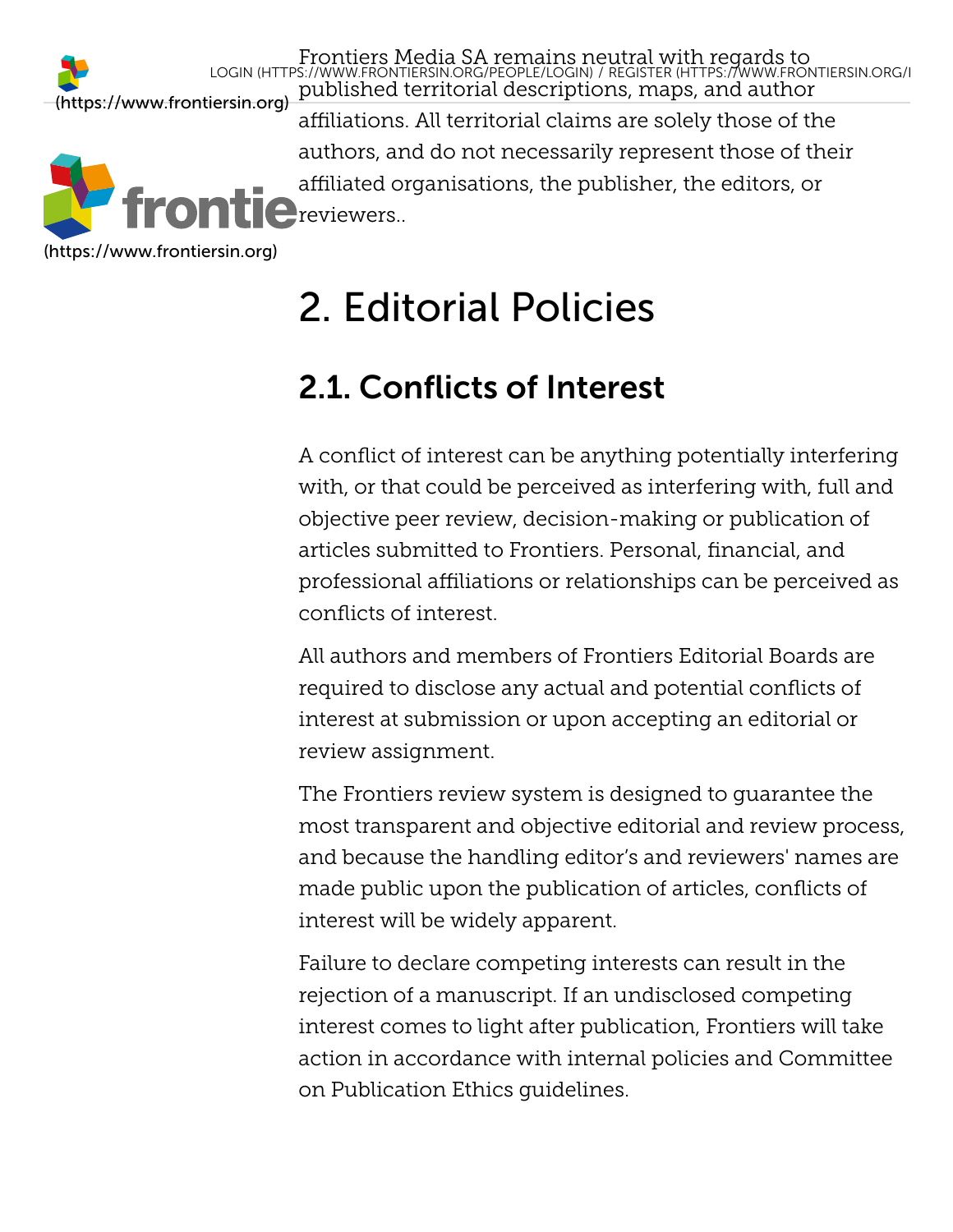Frontiers Media SA remains neutral with regards to published territorial descriptions, maps, and author affiliations. All territorial claims are solely those of the authors, and do not necessarily represent those of their affiliated organisations, the publisher, the editors, or reviewers..

# 2. Editorial Policies

## 2.1. Conflicts of Interest

A conflict of interest can be anything potentially interfering with, or that could be perceived as interfering with, full and objective peer review, decision-making or publication of articles submitted to Frontiers. Personal, financial, and professional affiliations or relationships can be perceived as conflicts of interest.

All authors and members of Frontiers Editorial Boards are required to disclose any actual and potential conflicts of interest at submission or upon accepting an editorial or review assignment.

The Frontiers review system is designed to guarantee the most transparent and objective editorial and review process, and because the handling editor's and reviewers' names are made public upon the publication of articles, conflicts of interest will be widely apparent.

Failure to declare competing interests can result in the rejection of a manuscript. If an undisclosed competing interest comes to light after publication, Frontiers will take action in accordance with internal policies and Committee on Publication Ethics guidelines.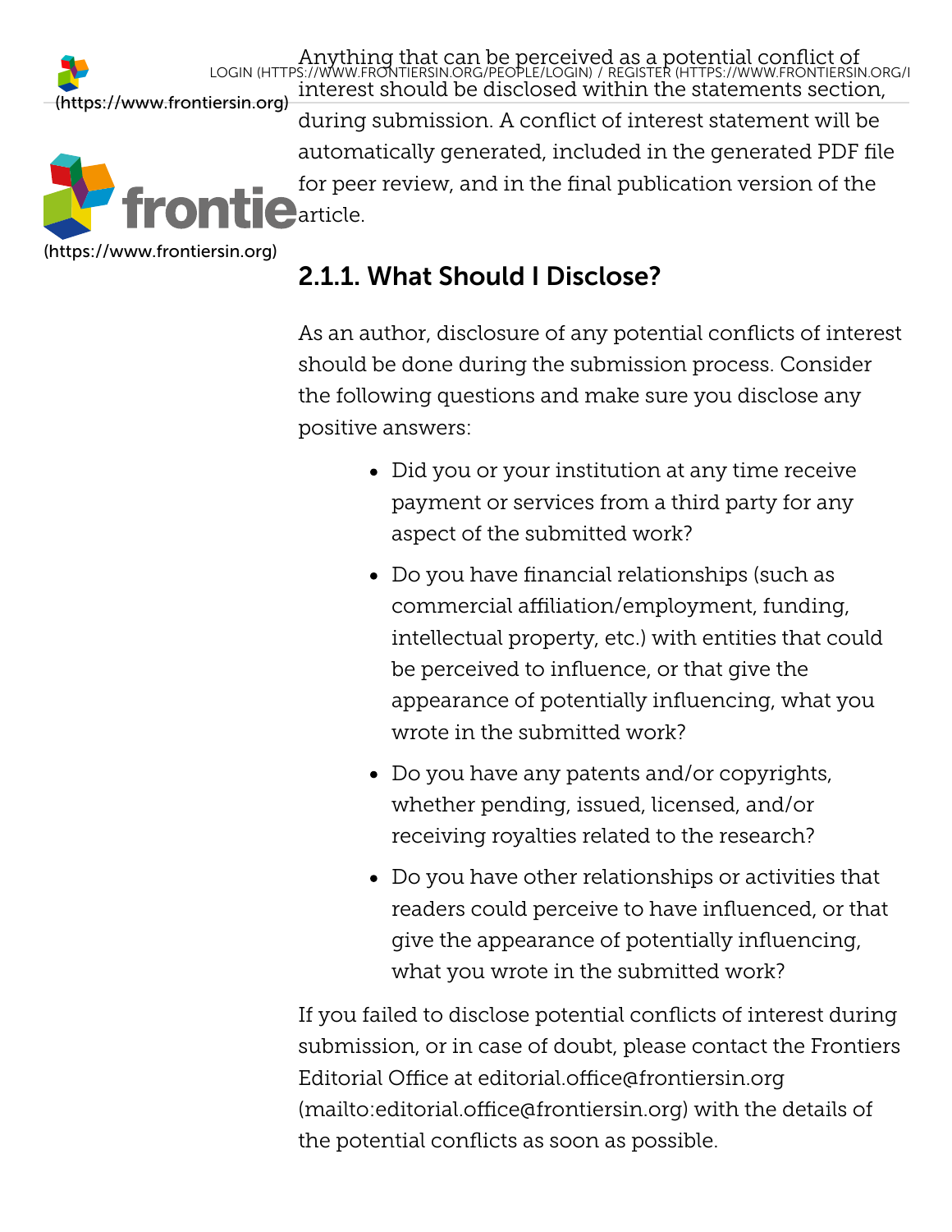Anything that can be perceived as a potential conflict of interest should be disclosed within the statements section, during submission. A conflict of interest statement will be automatically generated, included in the generated PDF file for peer review, and in the final publication version of the article.

### 2.1.1. What Should I Disclose?

As an author, disclosure of any potential conflicts of interest should be done during the submission process. Consider the following questions and make sure you disclose any positive answers:

- Did you or your institution at any time receive payment or services from a third party for any aspect of the submitted work?
- Do you have financial relationships (such as commercial affiliation/employment, funding, intellectual property, etc.) with entities that could be perceived to influence, or that give the appearance of potentially influencing, what you wrote in the submitted work?
- Do you have any patents and/or copyrights, whether pending, issued, licensed, and/or receiving royalties related to the research?
- Do you have other relationships or activities that readers could perceive to have influenced, or that give the appearance of potentially influencing, what you wrote in the submitted work?

If you failed to disclose potential conflicts of interest during submission, or in case of doubt, please contact the Frontiers Editorial Office at editorial.office@frontiersin.org (mailto:editorial.office@frontiersin.org) with the details of the potential conflicts as soon as possible.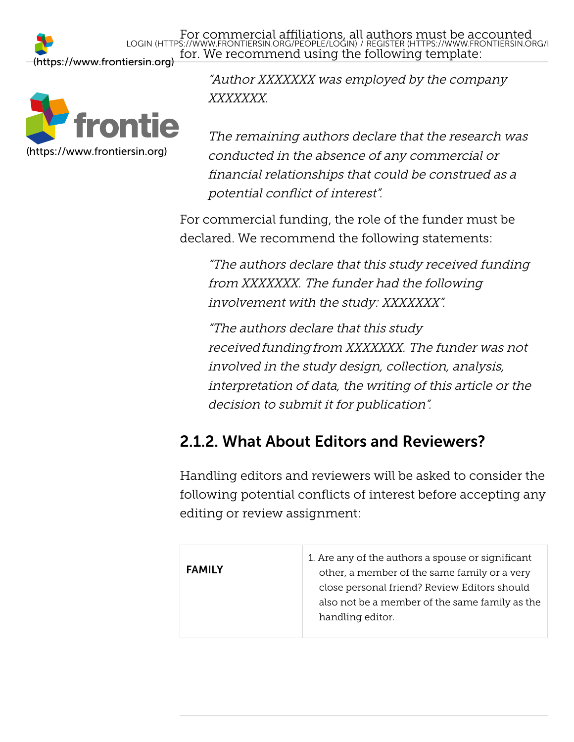For commercial affiliations, all authors must be accounted for. We recommend using the following template:

> *"Author XXXXXXX was employed by the company XXXXXXX.*
>
> *The remaining authors declare that the research was conducted in the absence of any commercial or financial relationships that could be construed as a potential conflict of interest".*

For commercial funding, the role of the funder must be declared. We recommend the following statements:

> *"The authors declare that this study received funding from XXXXXXX. The funder had the following involvement with the study: XXXXXXX".*
>
> *"The authors declare that this study received funding from XXXXXXX. The funder was not involved in the study design, collection, analysis, interpretation of data, the writing of this article or the decision to submit it for publication".*

### 2.1.2. What About Editors and Reviewers?

Handling editors and reviewers will be asked to consider the following potential conflicts of interest before accepting any editing or review assignment:

| | |
|---|---|
| **FAMILY** | 1. Are any of the authors a spouse or significant other, a member of the same family or a very close personal friend? Review Editors should also not be a member of the same family as the handling editor. |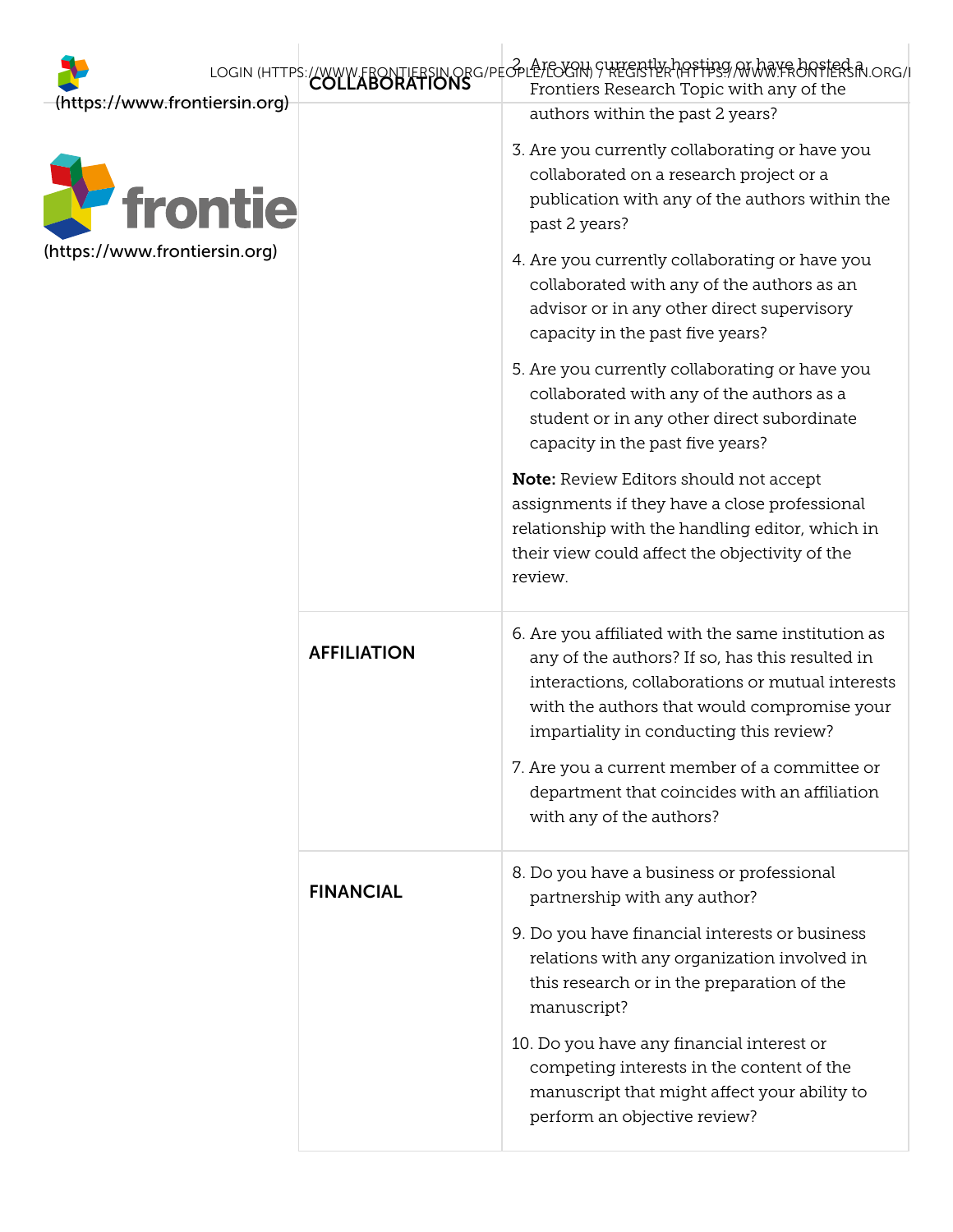| COLLABORATIONS | 2. Are you currently hosting or have hosted a Frontiers Research Topic with any of the authors within the past 2 years?<br><br>3. Are you currently collaborating or have you collaborated on a research project or a publication with any of the authors within the past 2 years?<br><br>4. Are you currently collaborating or have you collaborated with any of the authors as an advisor or in any other direct supervisory capacity in the past five years?<br><br>5. Are you currently collaborating or have you collaborated with any of the authors as a student or in any other direct subordinate capacity in the past five years?<br><br>**Note:** Review Editors should not accept assignments if they have a close professional relationship with the handling editor, which in their view could affect the objectivity of the review. |
|---|---|
| **AFFILIATION** | 6. Are you affiliated with the same institution as any of the authors? If so, has this resulted in interactions, collaborations or mutual interests with the authors that would compromise your impartiality in conducting this review?<br><br>7. Are you a current member of a committee or department that coincides with an affiliation with any of the authors? |
| **FINANCIAL** | 8. Do you have a business or professional partnership with any author?<br><br>9. Do you have financial interests or business relations with any organization involved in this research or in the preparation of the manuscript?<br><br>10. Do you have any financial interest or competing interests in the content of the manuscript that might affect your ability to perform an objective review? |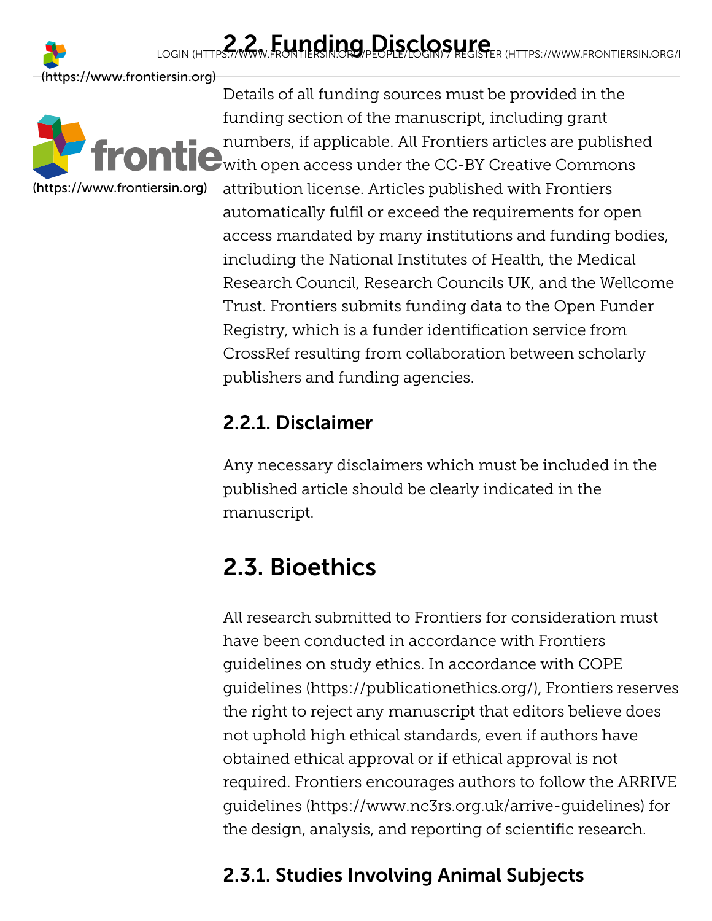## 2.2. Funding Disclosure

Details of all funding sources must be provided in the funding section of the manuscript, including grant numbers, if applicable. All Frontiers articles are published with open access under the CC-BY Creative Commons attribution license. Articles published with Frontiers automatically fulfil or exceed the requirements for open access mandated by many institutions and funding bodies, including the National Institutes of Health, the Medical Research Council, Research Councils UK, and the Wellcome Trust. Frontiers submits funding data to the Open Funder Registry, which is a funder identification service from CrossRef resulting from collaboration between scholarly publishers and funding agencies.

### 2.2.1. Disclaimer

Any necessary disclaimers which must be included in the published article should be clearly indicated in the manuscript.

## 2.3. Bioethics

All research submitted to Frontiers for consideration must have been conducted in accordance with Frontiers guidelines on study ethics. In accordance with COPE guidelines (https://publicationethics.org/), Frontiers reserves the right to reject any manuscript that editors believe does not uphold high ethical standards, even if authors have obtained ethical approval or if ethical approval is not required. Frontiers encourages authors to follow the ARRIVE guidelines (https://www.nc3rs.org.uk/arrive-guidelines) for the design, analysis, and reporting of scientific research.

### 2.3.1. Studies Involving Animal Subjects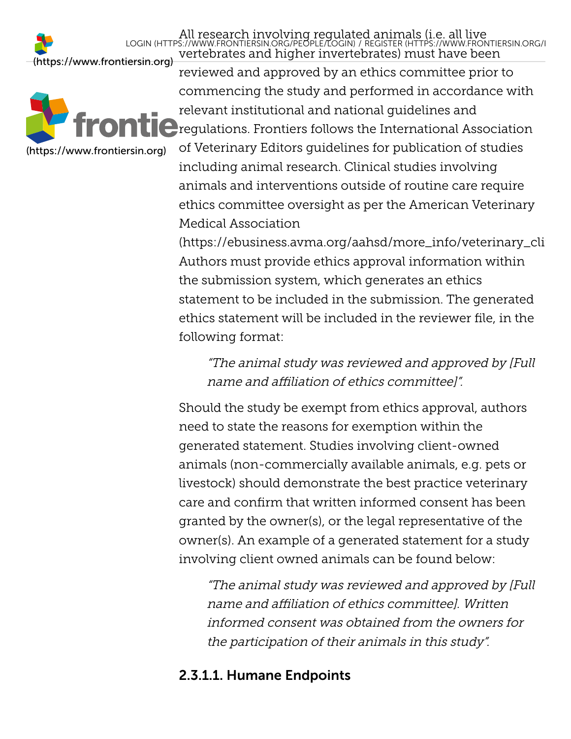All research involving regulated animals (i.e. all live vertebrates and higher invertebrates) must have been reviewed and approved by an ethics committee prior to commencing the study and performed in accordance with relevant institutional and national guidelines and regulations. Frontiers follows the International Association of Veterinary Editors guidelines for publication of studies including animal research. Clinical studies involving animals and interventions outside of routine care require ethics committee oversight as per the American Veterinary Medical Association (https://ebusiness.avma.org/aahsd/more_info/veterinary_cli Authors must provide ethics approval information within the submission system, which generates an ethics statement to be included in the submission. The generated ethics statement will be included in the reviewer file, in the following format:

> *"The animal study was reviewed and approved by [Full name and affiliation of ethics committee]".*

Should the study be exempt from ethics approval, authors need to state the reasons for exemption within the generated statement. Studies involving client-owned animals (non-commercially available animals, e.g. pets or livestock) should demonstrate the best practice veterinary care and confirm that written informed consent has been granted by the owner(s), or the legal representative of the owner(s). An example of a generated statement for a study involving client owned animals can be found below:

> *"The animal study was reviewed and approved by [Full name and affiliation of ethics committee]. Written informed consent was obtained from the owners for the participation of their animals in this study".*

#### 2.3.1.1. Humane Endpoints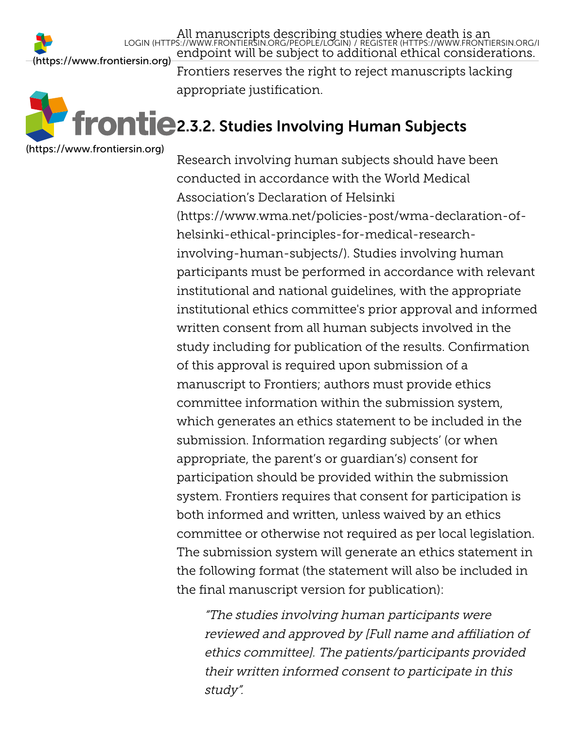All manuscripts describing studies where death is an endpoint will be subject to additional ethical considerations. Frontiers reserves the right to reject manuscripts lacking appropriate justification.

### 2.3.2. Studies Involving Human Subjects

Research involving human subjects should have been conducted in accordance with the World Medical Association's Declaration of Helsinki (https://www.wma.net/policies-post/wma-declaration-of-helsinki-ethical-principles-for-medical-research-involving-human-subjects/). Studies involving human participants must be performed in accordance with relevant institutional and national guidelines, with the appropriate institutional ethics committee's prior approval and informed written consent from all human subjects involved in the study including for publication of the results. Confirmation of this approval is required upon submission of a manuscript to Frontiers; authors must provide ethics committee information within the submission system, which generates an ethics statement to be included in the submission. Information regarding subjects' (or when appropriate, the parent's or guardian's) consent for participation should be provided within the submission system. Frontiers requires that consent for participation is both informed and written, unless waived by an ethics committee or otherwise not required as per local legislation. The submission system will generate an ethics statement in the following format (the statement will also be included in the final manuscript version for publication):

> *"The studies involving human participants were reviewed and approved by [Full name and affiliation of ethics committee]. The patients/participants provided their written informed consent to participate in this study".*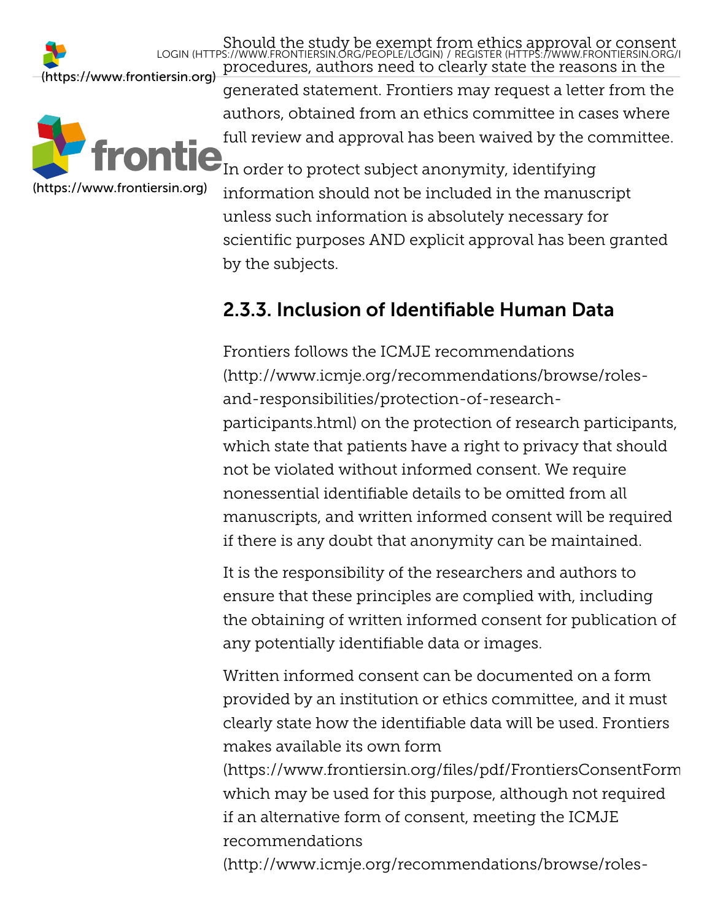Should the study be exempt from ethics approval or consent procedures, authors need to clearly state the reasons in the generated statement. Frontiers may request a letter from the authors, obtained from an ethics committee in cases where full review and approval has been waived by the committee.

In order to protect subject anonymity, identifying information should not be included in the manuscript unless such information is absolutely necessary for scientific purposes AND explicit approval has been granted by the subjects.

### 2.3.3. Inclusion of Identifiable Human Data

Frontiers follows the ICMJE recommendations (http://www.icmje.org/recommendations/browse/roles-and-responsibilities/protection-of-research-participants.html) on the protection of research participants, which state that patients have a right to privacy that should not be violated without informed consent. We require nonessential identifiable details to be omitted from all manuscripts, and written informed consent will be required if there is any doubt that anonymity can be maintained.

It is the responsibility of the researchers and authors to ensure that these principles are complied with, including the obtaining of written informed consent for publication of any potentially identifiable data or images.

Written informed consent can be documented on a form provided by an institution or ethics committee, and it must clearly state how the identifiable data will be used. Frontiers makes available its own form (https://www.frontiersin.org/files/pdf/FrontiersConsentForm which may be used for this purpose, although not required if an alternative form of consent, meeting the ICMJE recommendations (http://www.icmje.org/recommendations/browse/roles-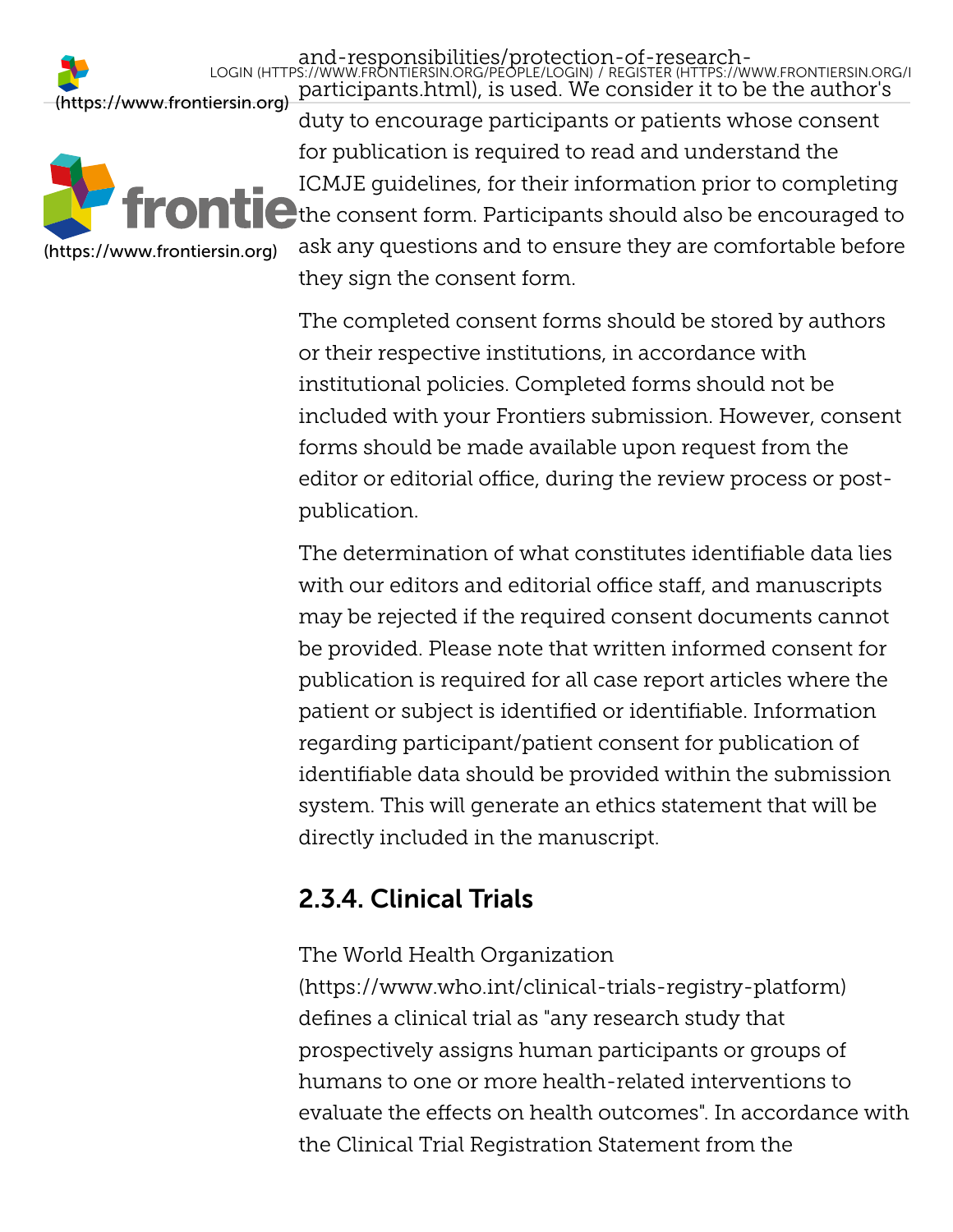and-responsibilities/protection-of-research-participants.html), is used. We consider it to be the author's duty to encourage participants or patients whose consent for publication is required to read and understand the ICMJE guidelines, for their information prior to completing the consent form. Participants should also be encouraged to ask any questions and to ensure they are comfortable before they sign the consent form.

The completed consent forms should be stored by authors or their respective institutions, in accordance with institutional policies. Completed forms should not be included with your Frontiers submission. However, consent forms should be made available upon request from the editor or editorial office, during the review process or post-publication.

The determination of what constitutes identifiable data lies with our editors and editorial office staff, and manuscripts may be rejected if the required consent documents cannot be provided. Please note that written informed consent for publication is required for all case report articles where the patient or subject is identified or identifiable. Information regarding participant/patient consent for publication of identifiable data should be provided within the submission system. This will generate an ethics statement that will be directly included in the manuscript.

## 2.3.4. Clinical Trials

The World Health Organization (https://www.who.int/clinical-trials-registry-platform) defines a clinical trial as "any research study that prospectively assigns human participants or groups of humans to one or more health-related interventions to evaluate the effects on health outcomes". In accordance with the Clinical Trial Registration Statement from the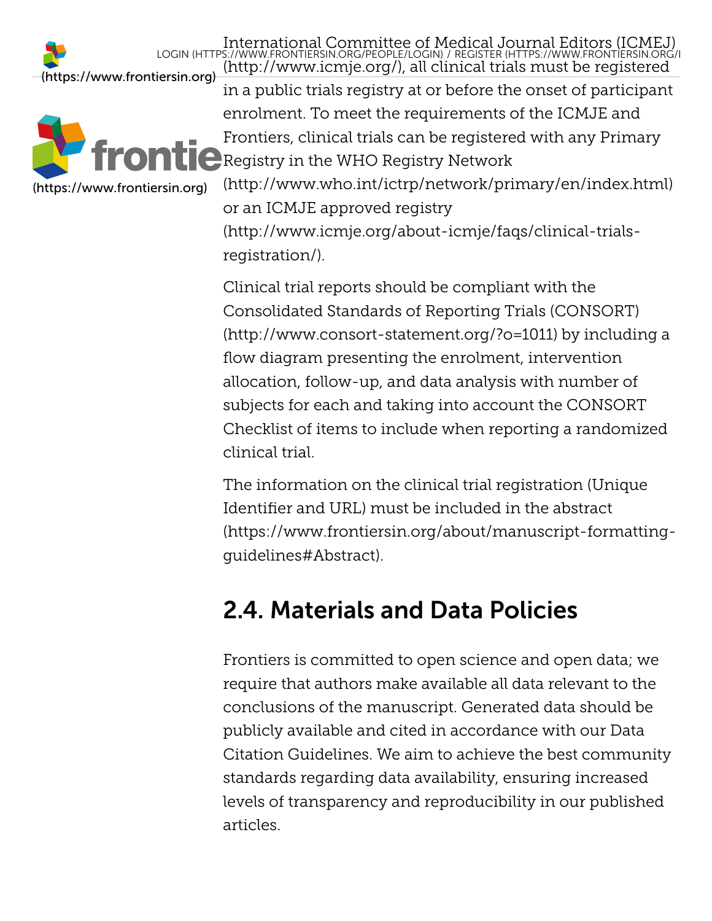International Committee of Medical Journal Editors (ICMEJ) (http://www.icmje.org/), all clinical trials must be registered in a public trials registry at or before the onset of participant enrolment. To meet the requirements of the ICMJE and Frontiers, clinical trials can be registered with any Primary Registry in the WHO Registry Network (http://www.who.int/ictrp/network/primary/en/index.html) or an ICMJE approved registry (http://www.icmje.org/about-icmje/faqs/clinical-trials-registration/).

Clinical trial reports should be compliant with the Consolidated Standards of Reporting Trials (CONSORT) (http://www.consort-statement.org/?o=1011) by including a flow diagram presenting the enrolment, intervention allocation, follow-up, and data analysis with number of subjects for each and taking into account the CONSORT Checklist of items to include when reporting a randomized clinical trial.

The information on the clinical trial registration (Unique Identifier and URL) must be included in the abstract (https://www.frontiersin.org/about/manuscript-formatting-guidelines#Abstract).

## 2.4. Materials and Data Policies

Frontiers is committed to open science and open data; we require that authors make available all data relevant to the conclusions of the manuscript. Generated data should be publicly available and cited in accordance with our Data Citation Guidelines. We aim to achieve the best community standards regarding data availability, ensuring increased levels of transparency and reproducibility in our published articles.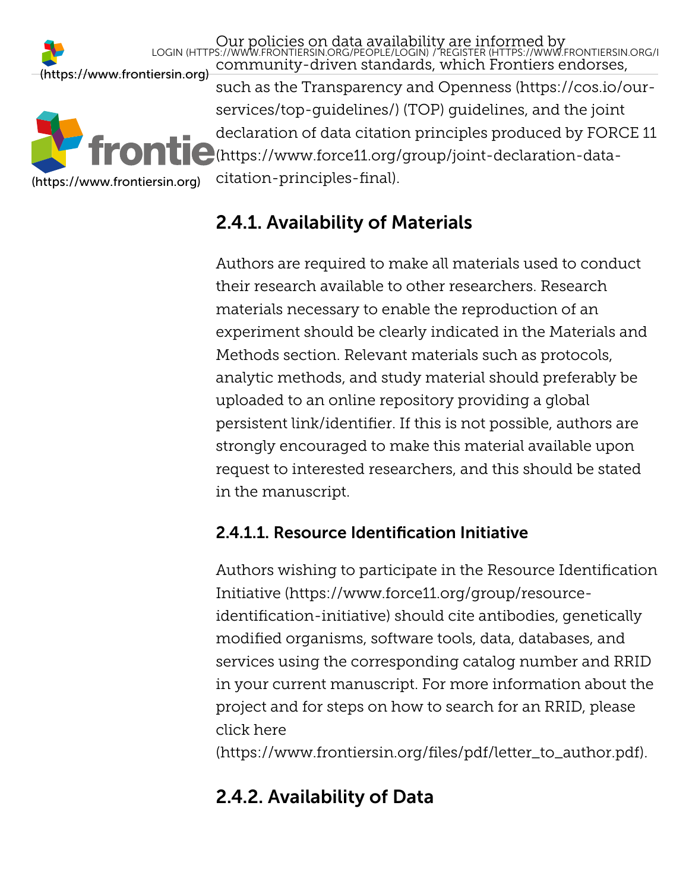Our policies on data availability are informed by community-driven standards, which Frontiers endorses, such as the Transparency and Openness (https://cos.io/our-services/top-guidelines/) (TOP) guidelines, and the joint declaration of data citation principles produced by FORCE 11 (https://www.force11.org/group/joint-declaration-data-citation-principles-final).

## 2.4.1. Availability of Materials

Authors are required to make all materials used to conduct their research available to other researchers. Research materials necessary to enable the reproduction of an experiment should be clearly indicated in the Materials and Methods section. Relevant materials such as protocols, analytic methods, and study material should preferably be uploaded to an online repository providing a global persistent link/identifier. If this is not possible, authors are strongly encouraged to make this material available upon request to interested researchers, and this should be stated in the manuscript.

### 2.4.1.1. Resource Identification Initiative

Authors wishing to participate in the Resource Identification Initiative (https://www.force11.org/group/resource-identification-initiative) should cite antibodies, genetically modified organisms, software tools, data, databases, and services using the corresponding catalog number and RRID in your current manuscript. For more information about the project and for steps on how to search for an RRID, please click here (https://www.frontiersin.org/files/pdf/letter_to_author.pdf).

## 2.4.2. Availability of Data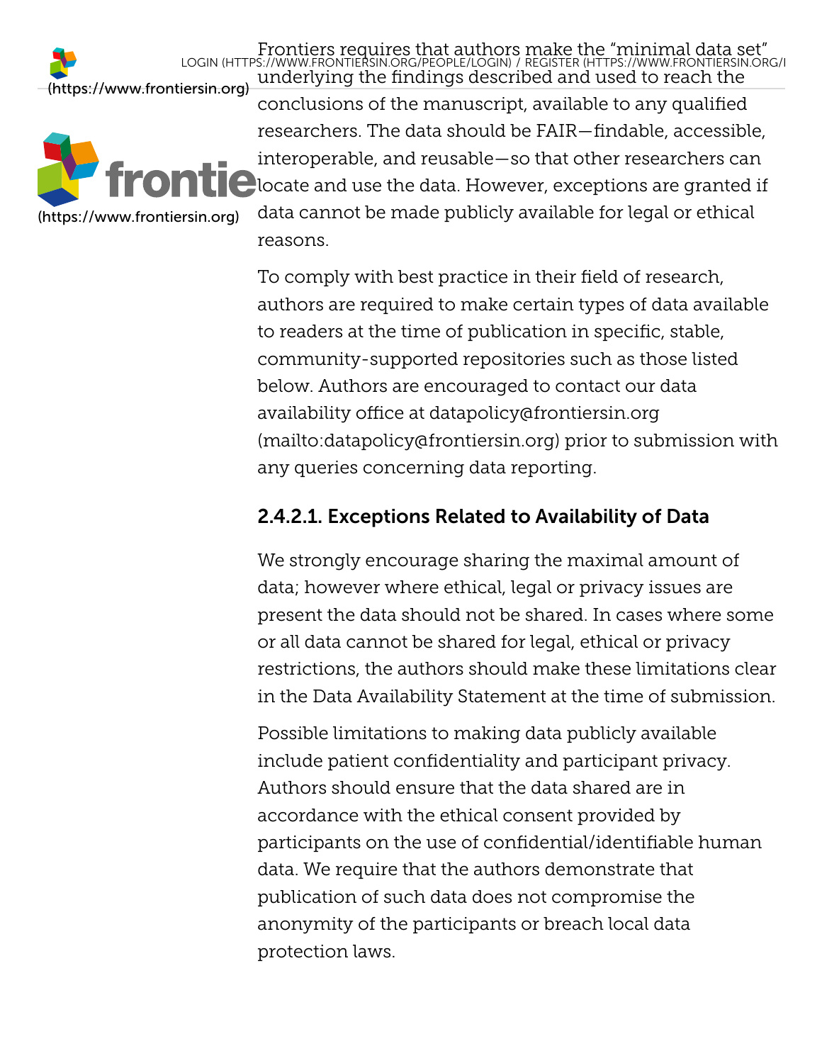Frontiers requires that authors make the "minimal data set" underlying the findings described and used to reach the conclusions of the manuscript, available to any qualified researchers. The data should be FAIR—findable, accessible, interoperable, and reusable—so that other researchers can locate and use the data. However, exceptions are granted if data cannot be made publicly available for legal or ethical reasons.

To comply with best practice in their field of research, authors are required to make certain types of data available to readers at the time of publication in specific, stable, community-supported repositories such as those listed below. Authors are encouraged to contact our data availability office at datapolicy@frontiersin.org (mailto:datapolicy@frontiersin.org) prior to submission with any queries concerning data reporting.

#### 2.4.2.1. Exceptions Related to Availability of Data

We strongly encourage sharing the maximal amount of data; however where ethical, legal or privacy issues are present the data should not be shared. In cases where some or all data cannot be shared for legal, ethical or privacy restrictions, the authors should make these limitations clear in the Data Availability Statement at the time of submission.

Possible limitations to making data publicly available include patient confidentiality and participant privacy. Authors should ensure that the data shared are in accordance with the ethical consent provided by participants on the use of confidential/identifiable human data. We require that the authors demonstrate that publication of such data does not compromise the anonymity of the participants or breach local data protection laws.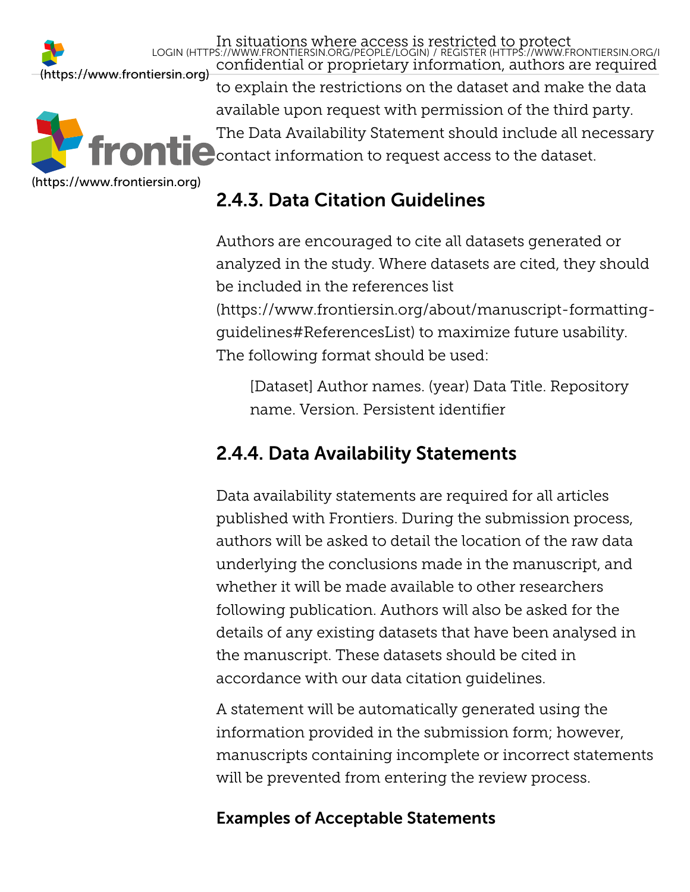In situations where access is restricted to protect confidential or proprietary information, authors are required to explain the restrictions on the dataset and make the data available upon request with permission of the third party. The Data Availability Statement should include all necessary contact information to request access to the dataset.

### 2.4.3. Data Citation Guidelines

Authors are encouraged to cite all datasets generated or analyzed in the study. Where datasets are cited, they should be included in the references list (https://www.frontiersin.org/about/manuscript-formatting-guidelines#ReferencesList) to maximize future usability. The following format should be used:

> [Dataset] Author names. (year) Data Title. Repository name. Version. Persistent identifier

### 2.4.4. Data Availability Statements

Data availability statements are required for all articles published with Frontiers. During the submission process, authors will be asked to detail the location of the raw data underlying the conclusions made in the manuscript, and whether it will be made available to other researchers following publication. Authors will also be asked for the details of any existing datasets that have been analysed in the manuscript. These datasets should be cited in accordance with our data citation guidelines.

A statement will be automatically generated using the information provided in the submission form; however, manuscripts containing incomplete or incorrect statements will be prevented from entering the review process.

#### Examples of Acceptable Statements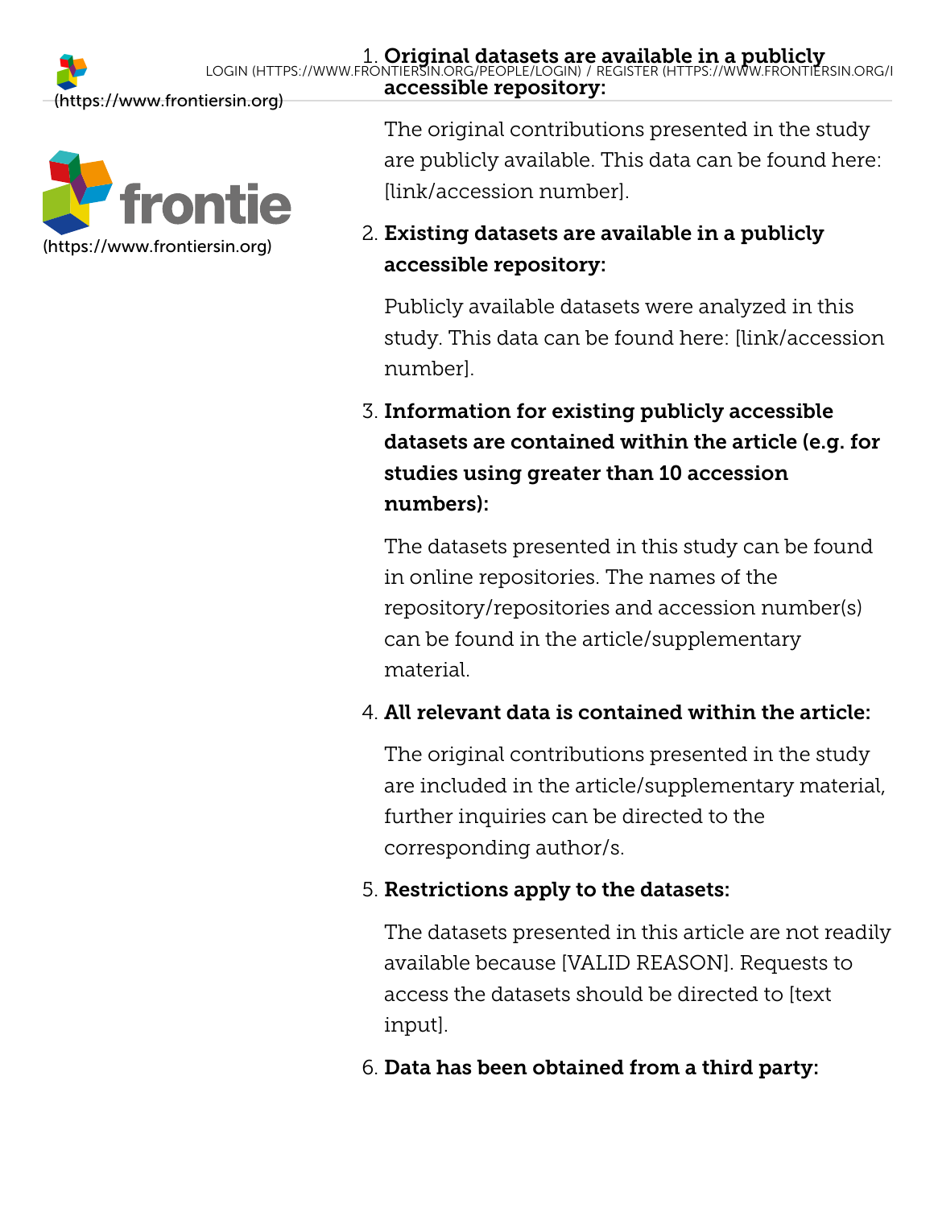1. **Original datasets are available in a publicly accessible repository:**

   The original contributions presented in the study are publicly available. This data can be found here: [link/accession number].

2. **Existing datasets are available in a publicly accessible repository:**

   Publicly available datasets were analyzed in this study. This data can be found here: [link/accession number].

3. **Information for existing publicly accessible datasets are contained within the article (e.g. for studies using greater than 10 accession numbers):**

   The datasets presented in this study can be found in online repositories. The names of the repository/repositories and accession number(s) can be found in the article/supplementary material.

4. **All relevant data is contained within the article:**

   The original contributions presented in the study are included in the article/supplementary material, further inquiries can be directed to the corresponding author/s.

5. **Restrictions apply to the datasets:**

   The datasets presented in this article are not readily available because [VALID REASON]. Requests to access the datasets should be directed to [text input].

6. **Data has been obtained from a third party:**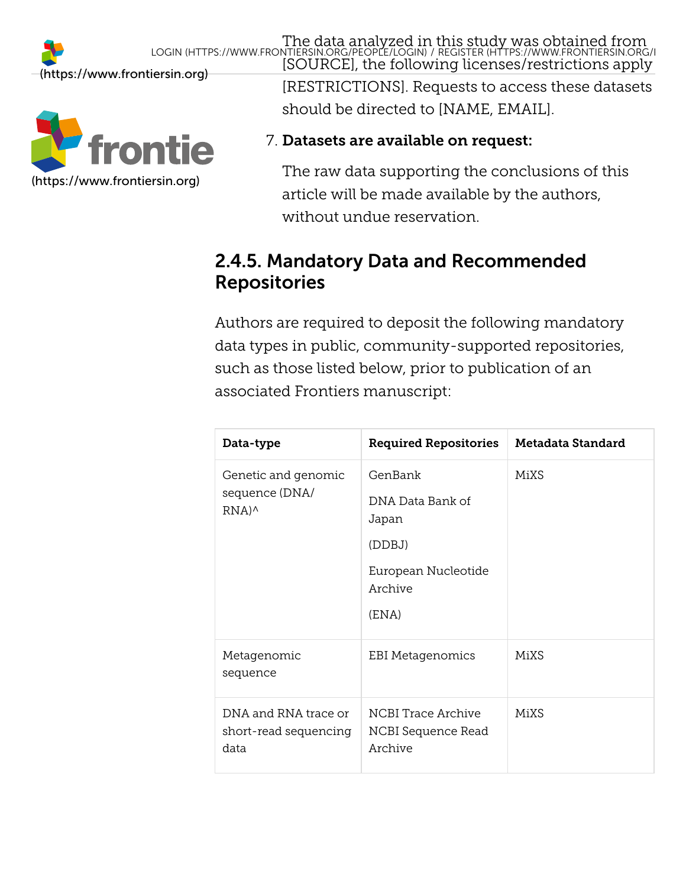The data analyzed in this study was obtained from [SOURCE], the following licenses/restrictions apply [RESTRICTIONS]. Requests to access these datasets should be directed to [NAME, EMAIL].

7. **Datasets are available on request:**

   The raw data supporting the conclusions of this article will be made available by the authors, without undue reservation.

### 2.4.5. Mandatory Data and Recommended Repositories

Authors are required to deposit the following mandatory data types in public, community-supported repositories, such as those listed below, prior to publication of an associated Frontiers manuscript:

| Data-type | Required Repositories | Metadata Standard |
|---|---|---|
| Genetic and genomic sequence (DNA/ RNA)^ | GenBank<br>DNA Data Bank of Japan<br>(DDBJ)<br>European Nucleotide Archive<br>(ENA) | MiXS |
| Metagenomic sequence | EBI Metagenomics | MiXS |
| DNA and RNA trace or short-read sequencing data | NCBI Trace Archive NCBI Sequence Read Archive | MiXS |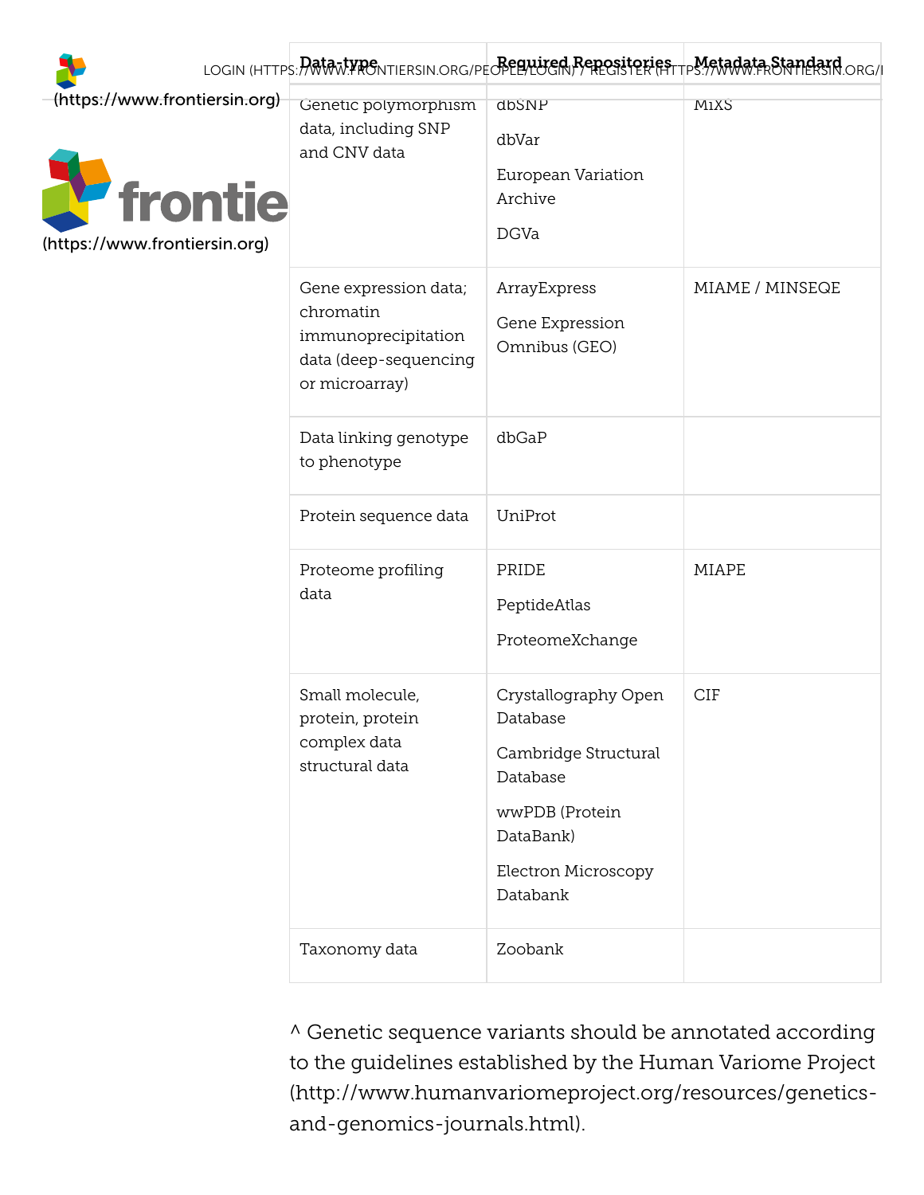| Data-type | Required Repositories | Metadata Standard |
|---|---|---|
| Genetic polymorphism data, including SNP and CNV data | dbSNP<br>dbVar<br>European Variation Archive<br>DGVa | MIxS |
| Gene expression data; chromatin immunoprecipitation data (deep-sequencing or microarray) | ArrayExpress<br>Gene Expression Omnibus (GEO) | MIAME / MINSEQE |
| Data linking genotype to phenotype | dbGaP | |
| Protein sequence data | UniProt | |
| Proteome profiling data | PRIDE<br>PeptideAtlas<br>ProteomeXchange | MIAPE |
| Small molecule, protein, protein complex data structural data | Crystallography Open Database<br>Cambridge Structural Database<br>wwPDB (Protein DataBank)<br>Electron Microscopy Databank | CIF |
| Taxonomy data | Zoobank | |

^ Genetic sequence variants should be annotated according to the guidelines established by the Human Variome Project (http://www.humanvariomeproject.org/resources/genetics-and-genomics-journals.html).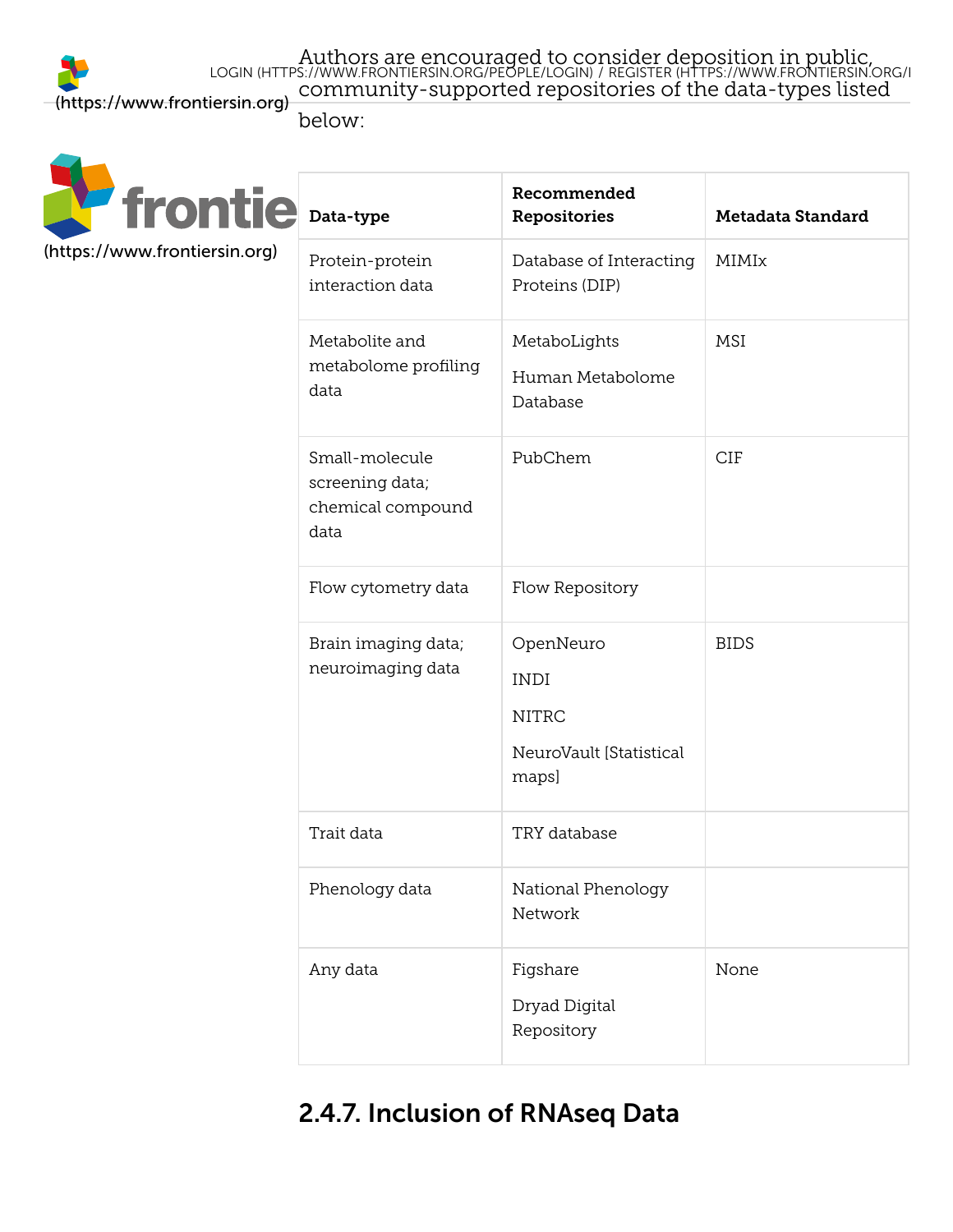Authors are encouraged to consider deposition in public, community-supported repositories of the data-types listed below:

| Data-type | Recommended Repositories | Metadata Standard |
|---|---|---|
| Protein-protein interaction data | Database of Interacting Proteins (DIP) | MIMIx |
| Metabolite and metabolome profiling data | MetaboLights<br>Human Metabolome Database | MSI |
| Small-molecule screening data; chemical compound data | PubChem | CIF |
| Flow cytometry data | Flow Repository | |
| Brain imaging data; neuroimaging data | OpenNeuro<br>INDI<br>NITRC<br>NeuroVault [Statistical maps] | BIDS |
| Trait data | TRY database | |
| Phenology data | National Phenology Network | |
| Any data | Figshare<br>Dryad Digital Repository | None |

## 2.4.7. Inclusion of RNAseq Data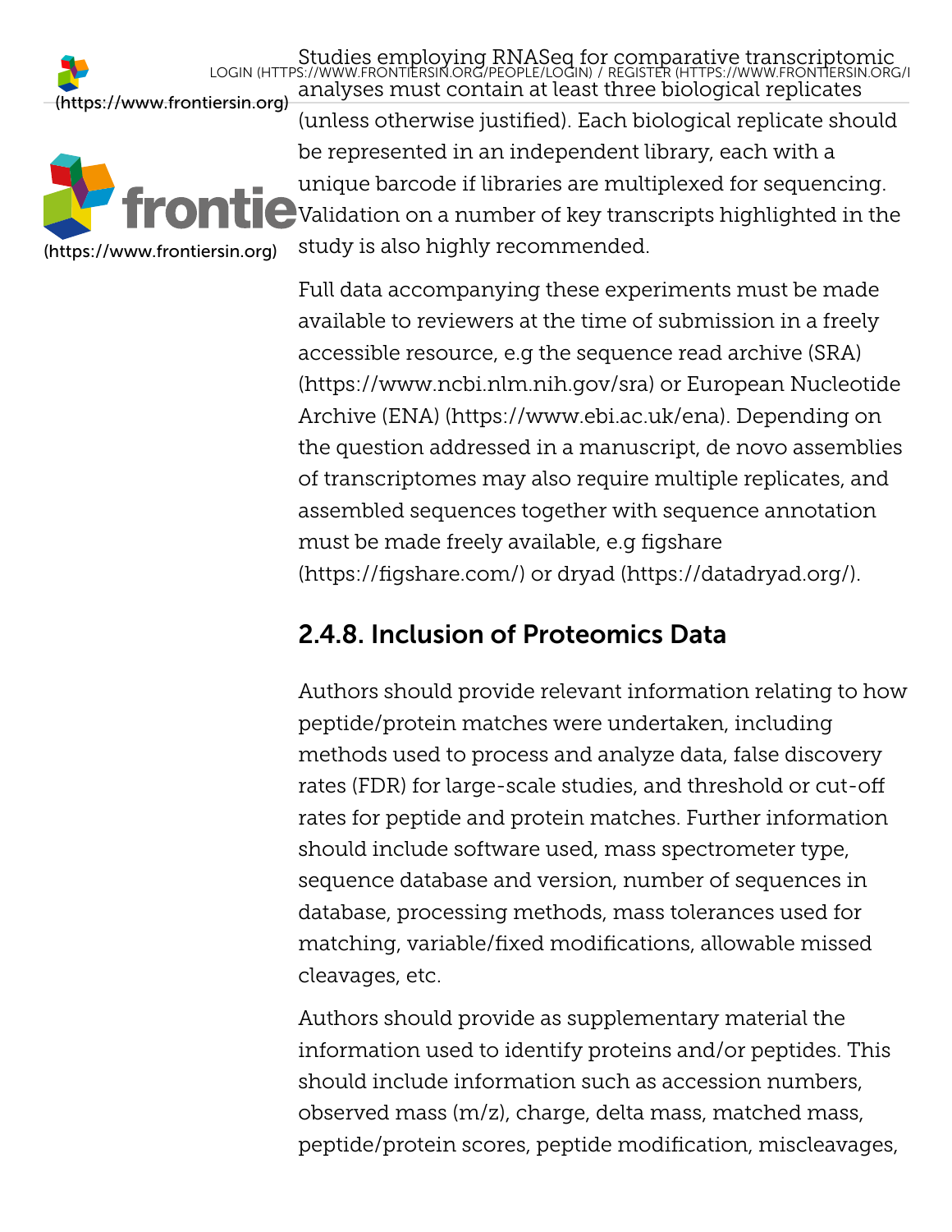Studies employing RNASeq for comparative transcriptomic analyses must contain at least three biological replicates (unless otherwise justified). Each biological replicate should be represented in an independent library, each with a unique barcode if libraries are multiplexed for sequencing. Validation on a number of key transcripts highlighted in the study is also highly recommended.

Full data accompanying these experiments must be made available to reviewers at the time of submission in a freely accessible resource, e.g the sequence read archive (SRA) (https://www.ncbi.nlm.nih.gov/sra) or European Nucleotide Archive (ENA) (https://www.ebi.ac.uk/ena). Depending on the question addressed in a manuscript, de novo assemblies of transcriptomes may also require multiple replicates, and assembled sequences together with sequence annotation must be made freely available, e.g figshare (https://figshare.com/) or dryad (https://datadryad.org/).

## 2.4.8. Inclusion of Proteomics Data

Authors should provide relevant information relating to how peptide/protein matches were undertaken, including methods used to process and analyze data, false discovery rates (FDR) for large-scale studies, and threshold or cut-off rates for peptide and protein matches. Further information should include software used, mass spectrometer type, sequence database and version, number of sequences in database, processing methods, mass tolerances used for matching, variable/fixed modifications, allowable missed cleavages, etc.

Authors should provide as supplementary material the information used to identify proteins and/or peptides. This should include information such as accession numbers, observed mass (m/z), charge, delta mass, matched mass, peptide/protein scores, peptide modification, miscleavages,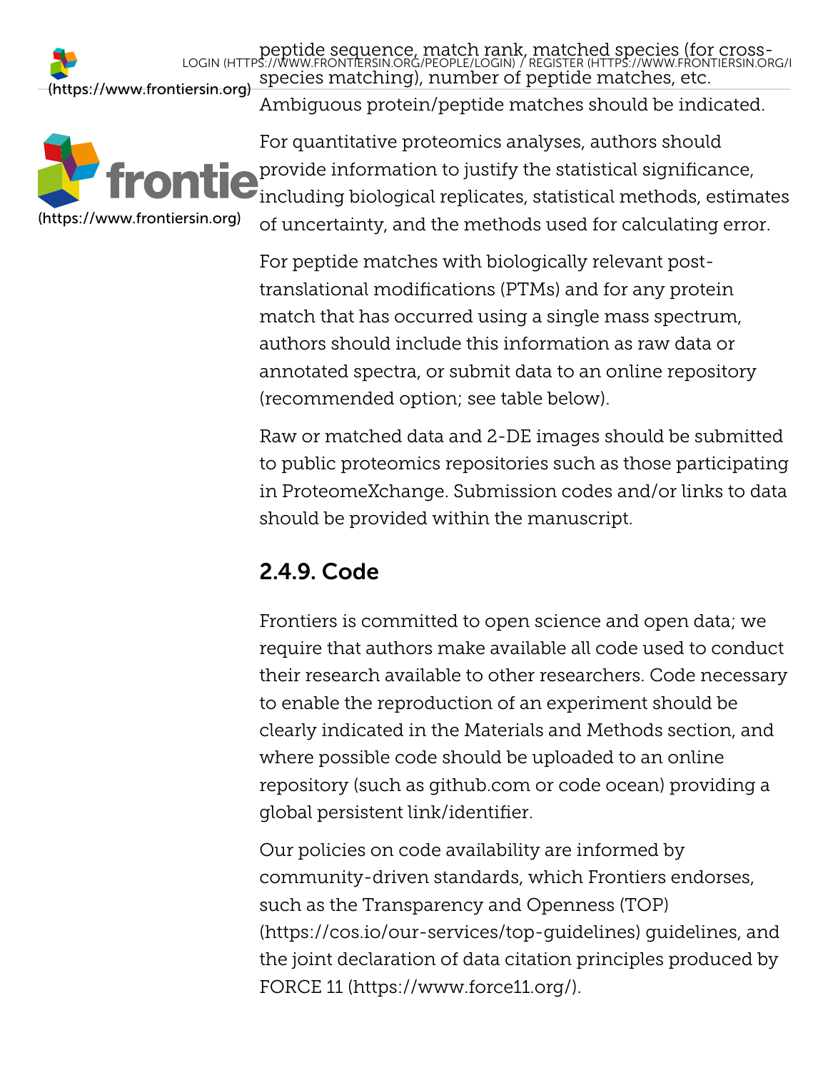peptide sequence, match rank, matched species (for cross-species matching), number of peptide matches, etc. Ambiguous protein/peptide matches should be indicated.

For quantitative proteomics analyses, authors should provide information to justify the statistical significance, including biological replicates, statistical methods, estimates of uncertainty, and the methods used for calculating error.

For peptide matches with biologically relevant post-translational modifications (PTMs) and for any protein match that has occurred using a single mass spectrum, authors should include this information as raw data or annotated spectra, or submit data to an online repository (recommended option; see table below).

Raw or matched data and 2-DE images should be submitted to public proteomics repositories such as those participating in ProteomeXchange. Submission codes and/or links to data should be provided within the manuscript.

## 2.4.9. Code

Frontiers is committed to open science and open data; we require that authors make available all code used to conduct their research available to other researchers. Code necessary to enable the reproduction of an experiment should be clearly indicated in the Materials and Methods section, and where possible code should be uploaded to an online repository (such as github.com or code ocean) providing a global persistent link/identifier.

Our policies on code availability are informed by community-driven standards, which Frontiers endorses, such as the Transparency and Openness (TOP) (https://cos.io/our-services/top-guidelines) guidelines, and the joint declaration of data citation principles produced by FORCE 11 (https://www.force11.org/).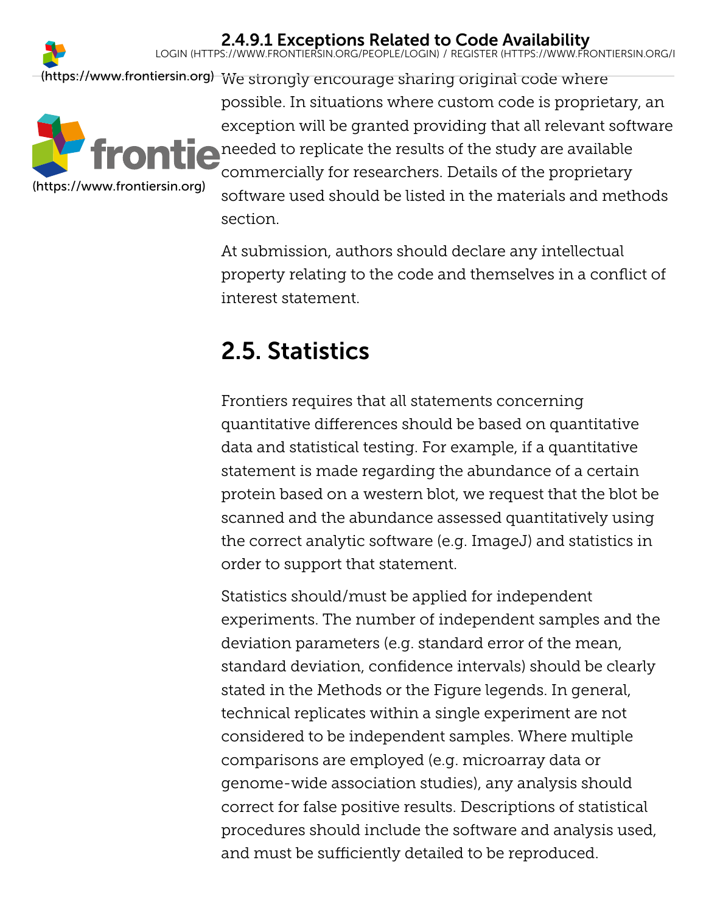#### 2.4.9.1 Exceptions Related to Code Availability

We strongly encourage sharing original code where possible. In situations where custom code is proprietary, an exception will be granted providing that all relevant software needed to replicate the results of the study are available commercially for researchers. Details of the proprietary software used should be listed in the materials and methods section.

At submission, authors should declare any intellectual property relating to the code and themselves in a conflict of interest statement.

## 2.5. Statistics

Frontiers requires that all statements concerning quantitative differences should be based on quantitative data and statistical testing. For example, if a quantitative statement is made regarding the abundance of a certain protein based on a western blot, we request that the blot be scanned and the abundance assessed quantitatively using the correct analytic software (e.g. ImageJ) and statistics in order to support that statement.

Statistics should/must be applied for independent experiments. The number of independent samples and the deviation parameters (e.g. standard error of the mean, standard deviation, confidence intervals) should be clearly stated in the Methods or the Figure legends. In general, technical replicates within a single experiment are not considered to be independent samples. Where multiple comparisons are employed (e.g. microarray data or genome-wide association studies), any analysis should correct for false positive results. Descriptions of statistical procedures should include the software and analysis used, and must be sufficiently detailed to be reproduced.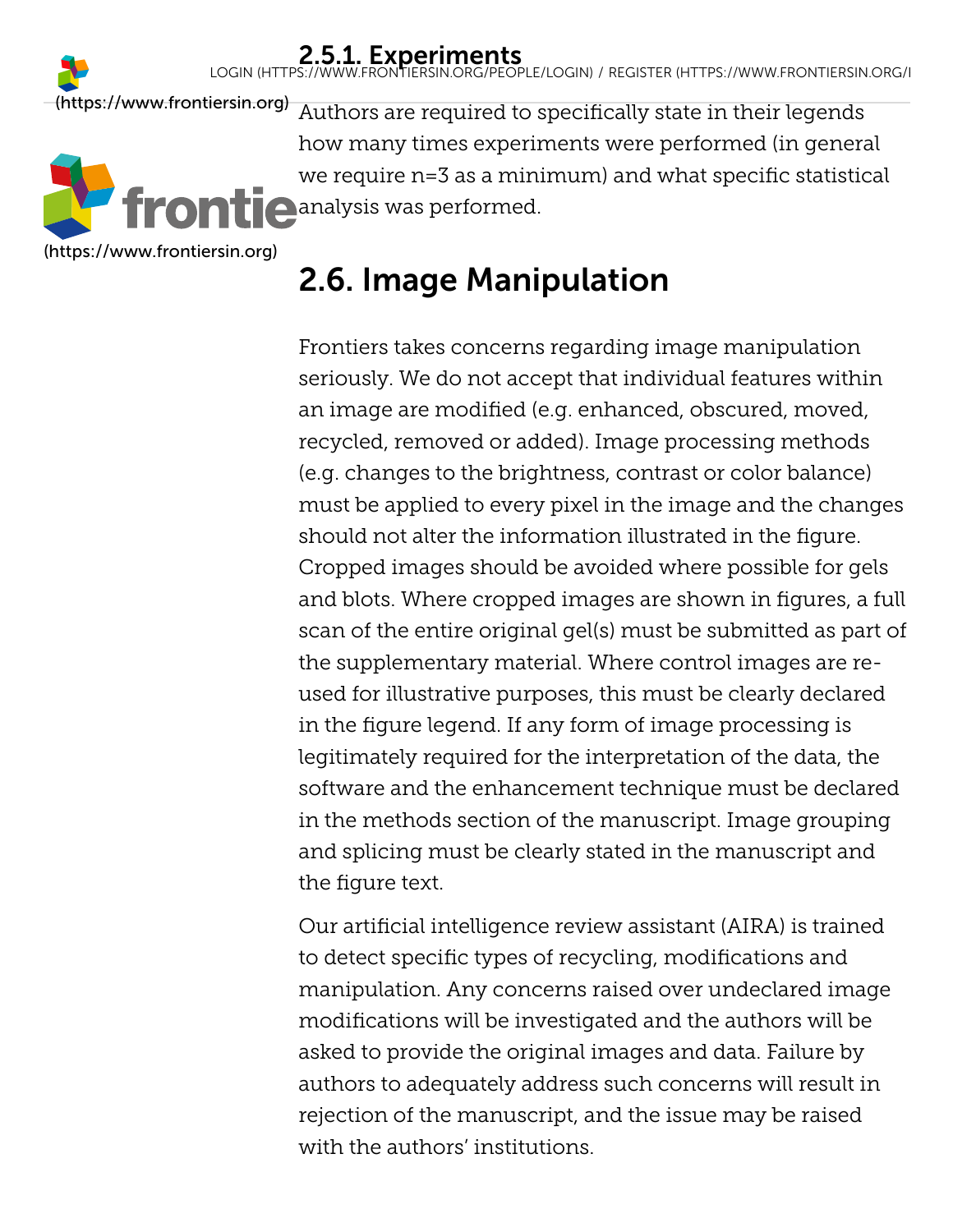### 2.5.1. Experiments

Authors are required to specifically state in their legends how many times experiments were performed (in general we require n=3 as a minimum) and what specific statistical analysis was performed.

## 2.6. Image Manipulation

Frontiers takes concerns regarding image manipulation seriously. We do not accept that individual features within an image are modified (e.g. enhanced, obscured, moved, recycled, removed or added). Image processing methods (e.g. changes to the brightness, contrast or color balance) must be applied to every pixel in the image and the changes should not alter the information illustrated in the figure. Cropped images should be avoided where possible for gels and blots. Where cropped images are shown in figures, a full scan of the entire original gel(s) must be submitted as part of the supplementary material. Where control images are re-used for illustrative purposes, this must be clearly declared in the figure legend. If any form of image processing is legitimately required for the interpretation of the data, the software and the enhancement technique must be declared in the methods section of the manuscript. Image grouping and splicing must be clearly stated in the manuscript and the figure text.

Our artificial intelligence review assistant (AIRA) is trained to detect specific types of recycling, modifications and manipulation. Any concerns raised over undeclared image modifications will be investigated and the authors will be asked to provide the original images and data. Failure by authors to adequately address such concerns will result in rejection of the manuscript, and the issue may be raised with the authors' institutions.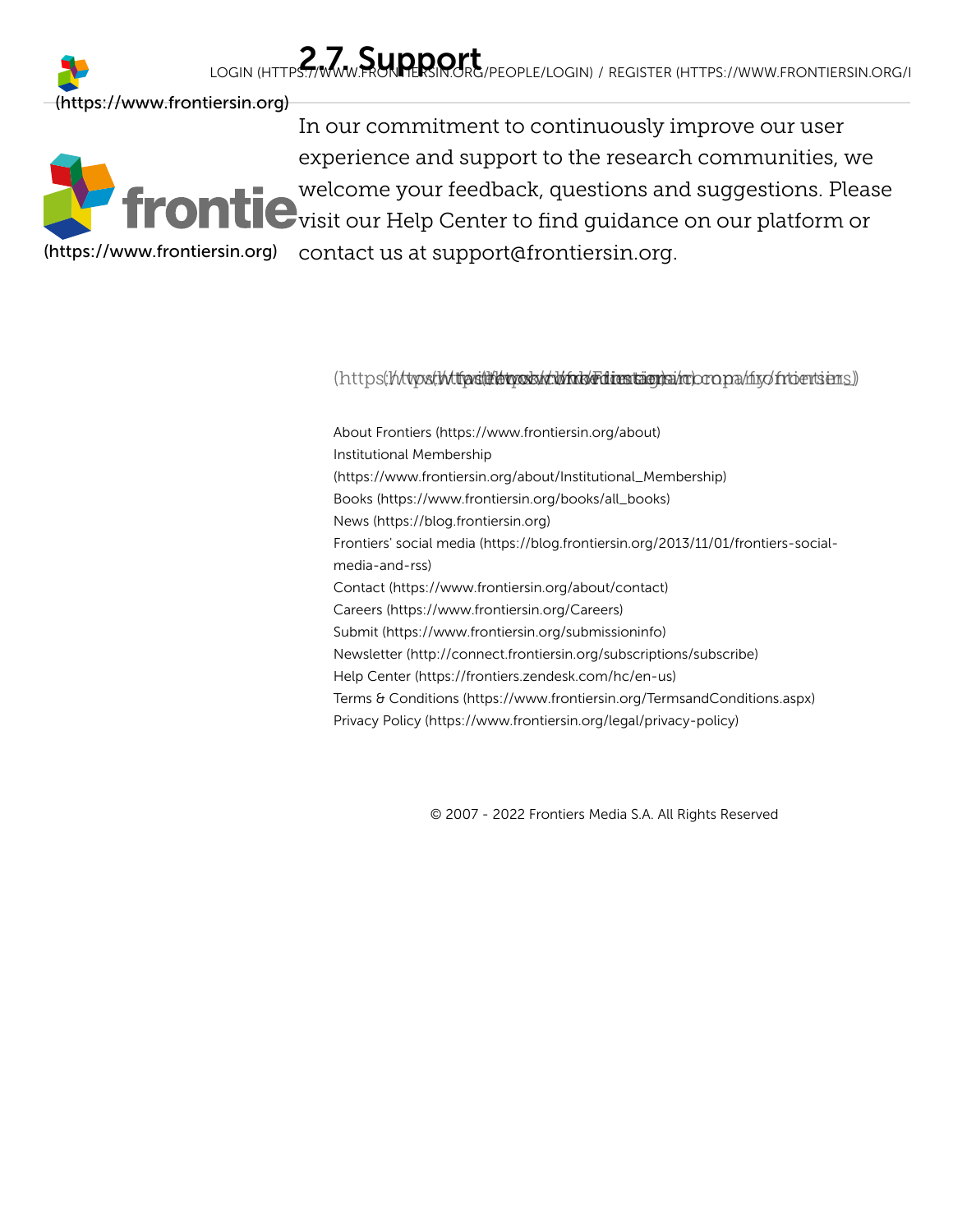## 2.7. Support

In our commitment to continuously improve our user experience and support to the research communities, we welcome your feedback, questions and suggestions. Please visit our Help Center to find guidance on our platform or contact us at support@frontiersin.org.

About Frontiers (https://www.frontiersin.org/about)
Institutional Membership (https://www.frontiersin.org/about/Institutional_Membership)
Books (https://www.frontiersin.org/books/all_books)
News (https://blog.frontiersin.org)
Frontiers' social media (https://blog.frontiersin.org/2013/11/01/frontiers-social-media-and-rss)
Contact (https://www.frontiersin.org/about/contact)
Careers (https://www.frontiersin.org/Careers)
Submit (https://www.frontiersin.org/submissioninfo)
Newsletter (http://connect.frontiersin.org/subscriptions/subscribe)
Help Center (https://frontiers.zendesk.com/hc/en-us)
Terms & Conditions (https://www.frontiersin.org/TermsandConditions.aspx)
Privacy Policy (https://www.frontiersin.org/legal/privacy-policy)

© 2007 - 2022 Frontiers Media S.A. All Rights Reserved